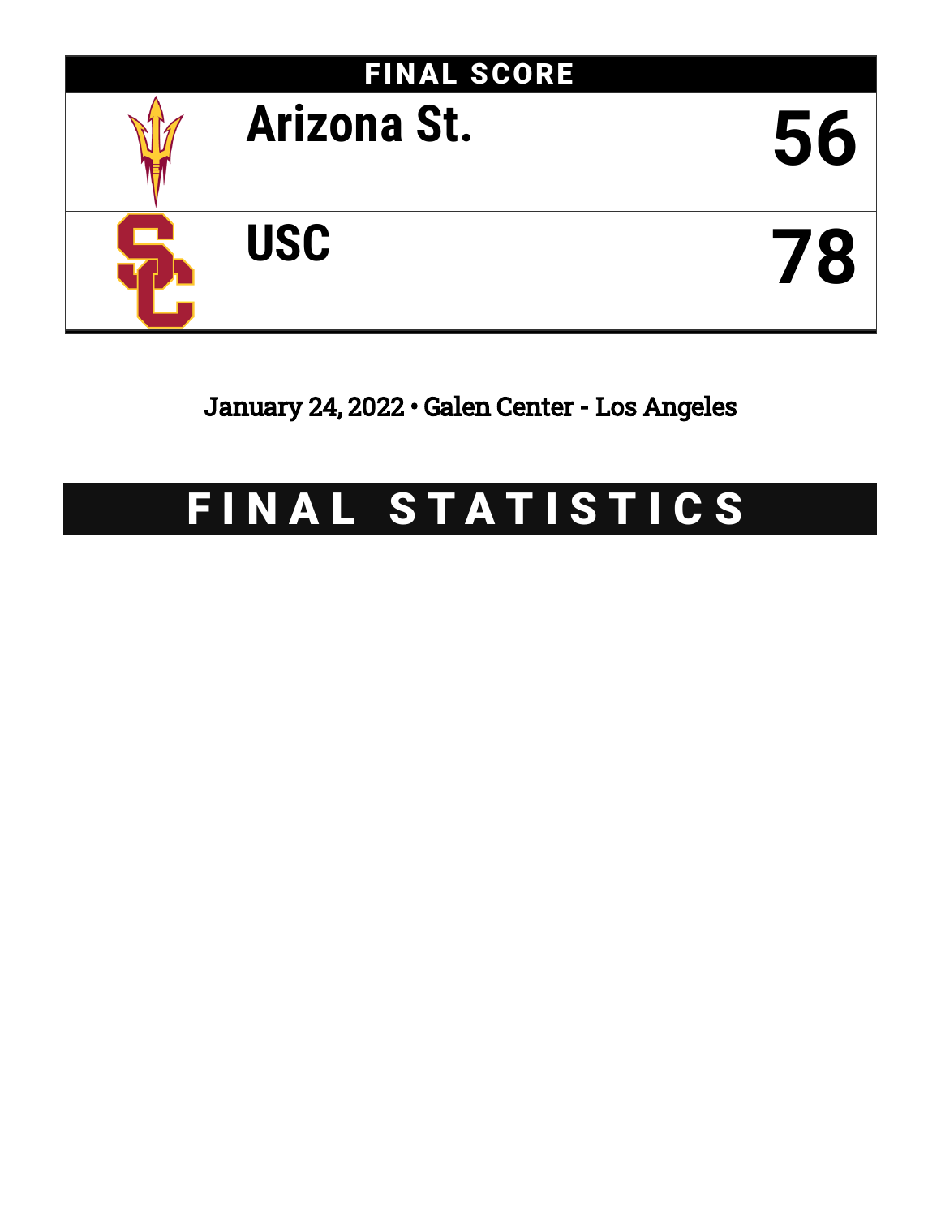# FINAL SCORE

| Team | Score |
|---|---|
| Arizona St. | 56 |
| USC | 78 |

January 24, 2022 • Galen Center - Los Angeles

# FINAL STATISTICS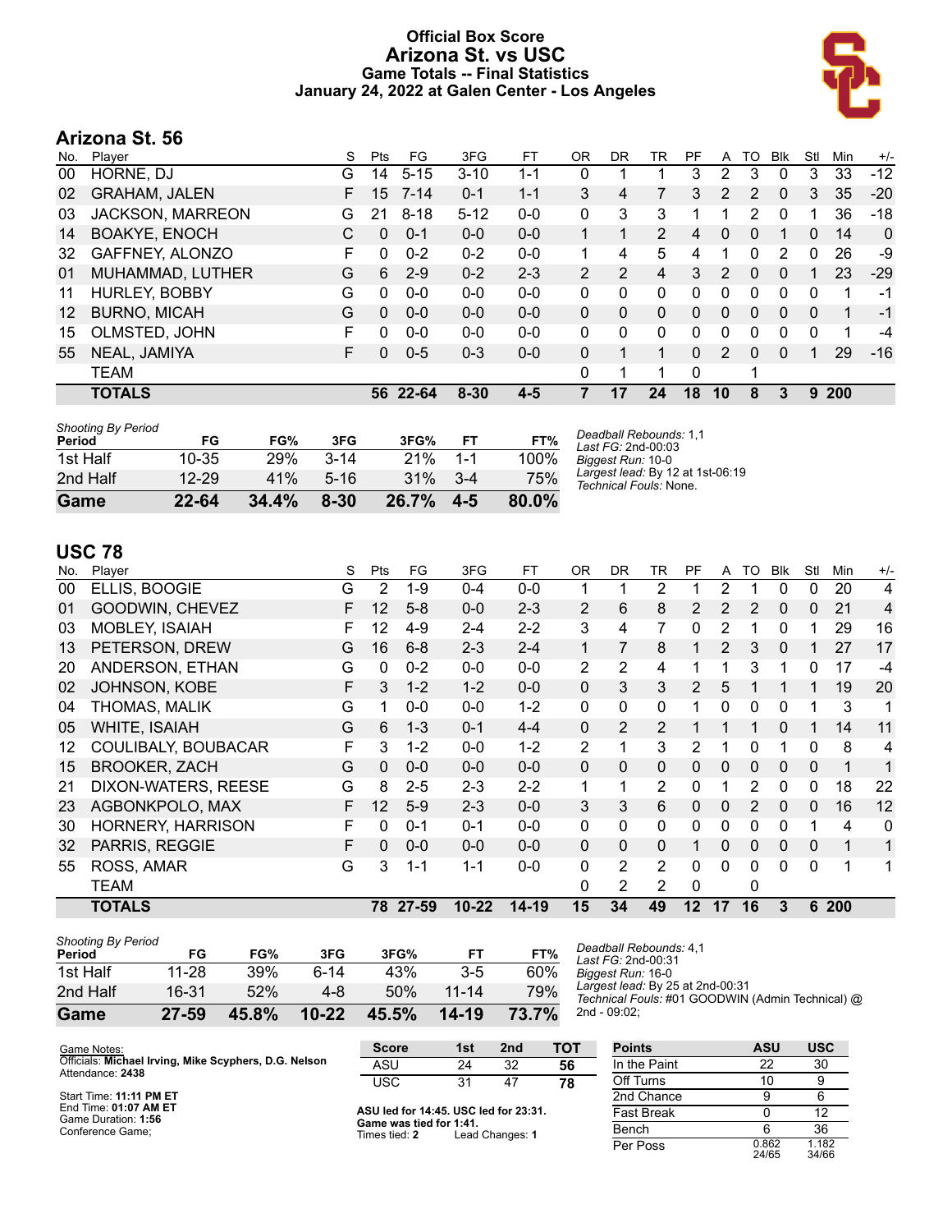# Official Box Score
# Arizona St. vs USC
## Game Totals -- Final Statistics
## January 24, 2022 at Galen Center - Los Angeles

## Arizona St. 56

| No. | Player | S | Pts | FG | 3FG | FT | OR | DR | TR | PF | A | TO | Blk | Stl | Min | +/- |
|---|---|---|---|---|---|---|---|---|---|---|---|---|---|---|---|---|
| 00 | HORNE, DJ | G | 14 | 5-15 | 3-10 | 1-1 | 0 | 1 | 1 | 3 | 2 | 3 | 0 | 3 | 33 | -12 |
| 02 | GRAHAM, JALEN | F | 15 | 7-14 | 0-1 | 1-1 | 3 | 4 | 7 | 3 | 2 | 2 | 0 | 3 | 35 | -20 |
| 03 | JACKSON, MARREON | G | 21 | 8-18 | 5-12 | 0-0 | 0 | 3 | 3 | 1 | 1 | 2 | 0 | 1 | 36 | -18 |
| 14 | BOAKYE, ENOCH | C | 0 | 0-1 | 0-0 | 0-0 | 1 | 1 | 2 | 4 | 0 | 0 | 1 | 0 | 14 | 0 |
| 32 | GAFFNEY, ALONZO | F | 0 | 0-2 | 0-2 | 0-0 | 1 | 4 | 5 | 4 | 1 | 0 | 2 | 0 | 26 | -9 |
| 01 | MUHAMMAD, LUTHER | G | 6 | 2-9 | 0-2 | 2-3 | 2 | 2 | 4 | 3 | 2 | 0 | 0 | 1 | 23 | -29 |
| 11 | HURLEY, BOBBY | G | 0 | 0-0 | 0-0 | 0-0 | 0 | 0 | 0 | 0 | 0 | 0 | 0 | 0 | 1 | -1 |
| 12 | BURNO, MICAH | G | 0 | 0-0 | 0-0 | 0-0 | 0 | 0 | 0 | 0 | 0 | 0 | 0 | 0 | 1 | -1 |
| 15 | OLMSTED, JOHN | F | 0 | 0-0 | 0-0 | 0-0 | 0 | 0 | 0 | 0 | 0 | 0 | 0 | 0 | 1 | -4 |
| 55 | NEAL, JAMIYA | F | 0 | 0-5 | 0-3 | 0-0 | 0 | 1 | 1 | 0 | 2 | 0 | 0 | 1 | 29 | -16 |
| | TEAM | | | | | | 0 | 1 | 1 | 0 | | 1 | | | | |
| | **TOTALS** | | **56** | **22-64** | **8-30** | **4-5** | **7** | **17** | **24** | **18** | **10** | **8** | **3** | **9** | **200** | |

*Shooting By Period*

| Period | FG | FG% | 3FG | 3FG% | FT | FT% |
|---|---|---|---|---|---|---|
| 1st Half | 10-35 | 29% | 3-14 | 21% | 1-1 | 100% |
| 2nd Half | 12-29 | 41% | 5-16 | 31% | 3-4 | 75% |
| **Game** | **22-64** | **34.4%** | **8-30** | **26.7%** | **4-5** | **80.0%** |

*Deadball Rebounds:* 1,1
*Last FG:* 2nd-00:03
*Biggest Run:* 10-0
*Largest lead:* By 12 at 1st-06:19
*Technical Fouls:* None.

## USC 78

| No. | Player | S | Pts | FG | 3FG | FT | OR | DR | TR | PF | A | TO | Blk | Stl | Min | +/- |
|---|---|---|---|---|---|---|---|---|---|---|---|---|---|---|---|---|
| 00 | ELLIS, BOOGIE | G | 2 | 1-9 | 0-4 | 0-0 | 1 | 1 | 2 | 1 | 2 | 1 | 0 | 0 | 20 | 4 |
| 01 | GOODWIN, CHEVEZ | F | 12 | 5-8 | 0-0 | 2-3 | 2 | 6 | 8 | 2 | 2 | 2 | 0 | 0 | 21 | 4 |
| 03 | MOBLEY, ISAIAH | F | 12 | 4-9 | 2-4 | 2-2 | 3 | 4 | 7 | 0 | 2 | 1 | 0 | 1 | 29 | 16 |
| 13 | PETERSON, DREW | G | 16 | 6-8 | 2-3 | 2-4 | 1 | 7 | 8 | 1 | 2 | 3 | 0 | 1 | 27 | 17 |
| 20 | ANDERSON, ETHAN | G | 0 | 0-2 | 0-0 | 0-0 | 2 | 2 | 4 | 1 | 1 | 3 | 1 | 0 | 17 | -4 |
| 02 | JOHNSON, KOBE | F | 3 | 1-2 | 1-2 | 0-0 | 0 | 3 | 3 | 2 | 5 | 1 | 1 | 1 | 19 | 20 |
| 04 | THOMAS, MALIK | G | 1 | 0-0 | 0-0 | 1-2 | 0 | 0 | 0 | 1 | 0 | 0 | 0 | 1 | 3 | 1 |
| 05 | WHITE, ISAIAH | G | 6 | 1-3 | 0-1 | 4-4 | 0 | 2 | 2 | 1 | 1 | 1 | 0 | 1 | 14 | 11 |
| 12 | COULIBALY, BOUBACAR | F | 3 | 1-2 | 0-0 | 1-2 | 2 | 1 | 3 | 2 | 1 | 0 | 1 | 0 | 8 | 4 |
| 15 | BROOKER, ZACH | G | 0 | 0-0 | 0-0 | 0-0 | 0 | 0 | 0 | 0 | 0 | 0 | 0 | 0 | 1 | 1 |
| 21 | DIXON-WATERS, REESE | G | 8 | 2-5 | 2-3 | 2-2 | 1 | 1 | 2 | 0 | 1 | 2 | 0 | 0 | 18 | 22 |
| 23 | AGBONKPOLO, MAX | F | 12 | 5-9 | 2-3 | 0-0 | 3 | 3 | 6 | 0 | 0 | 2 | 0 | 0 | 16 | 12 |
| 30 | HORNERY, HARRISON | F | 0 | 0-1 | 0-1 | 0-0 | 0 | 0 | 0 | 0 | 0 | 0 | 0 | 1 | 4 | 0 |
| 32 | PARRIS, REGGIE | F | 0 | 0-0 | 0-0 | 0-0 | 0 | 0 | 0 | 1 | 0 | 0 | 0 | 0 | 1 | 1 |
| 55 | ROSS, AMAR | G | 3 | 1-1 | 1-1 | 0-0 | 0 | 2 | 2 | 0 | 0 | 0 | 0 | 0 | 1 | 1 |
| | TEAM | | | | | | 0 | 2 | 2 | 0 | | 0 | | | | |
| | **TOTALS** | | **78** | **27-59** | **10-22** | **14-19** | **15** | **34** | **49** | **12** | **17** | **16** | **3** | **6** | **200** | |

*Shooting By Period*

| Period | FG | FG% | 3FG | 3FG% | FT | FT% |
|---|---|---|---|---|---|---|
| 1st Half | 11-28 | 39% | 6-14 | 43% | 3-5 | 60% |
| 2nd Half | 16-31 | 52% | 4-8 | 50% | 11-14 | 79% |
| **Game** | **27-59** | **45.8%** | **10-22** | **45.5%** | **14-19** | **73.7%** |

*Deadball Rebounds:* 4,1
*Last FG:* 2nd-00:31
*Biggest Run:* 16-0
*Largest lead:* By 25 at 2nd-00:31
*Technical Fouls:* #01 GOODWIN (Admin Technical) @ 2nd - 09:02;

Game Notes:
Officials: **Michael Irving, Mike Scyphers, D.G. Nelson**
Attendance: **2438**

Start Time: **11:11 PM ET**
End Time: **01:07 AM ET**
Game Duration: **1:56**
Conference Game;

| Score | 1st | 2nd | TOT |
|---|---|---|---|
| ASU | 24 | 32 | **56** |
| USC | 31 | 47 | **78** |

**ASU led for 14:45. USC led for 23:31.**
**Game was tied for 1:41.**
Times tied: **2** Lead Changes: **1**

| Points | ASU | USC |
|---|---|---|
| In the Paint | 22 | 30 |
| Off Turns | 10 | 9 |
| 2nd Chance | 9 | 6 |
| Fast Break | 0 | 12 |
| Bench | 6 | 36 |
| Per Poss | 0.862 24/65 | 1.182 34/66 |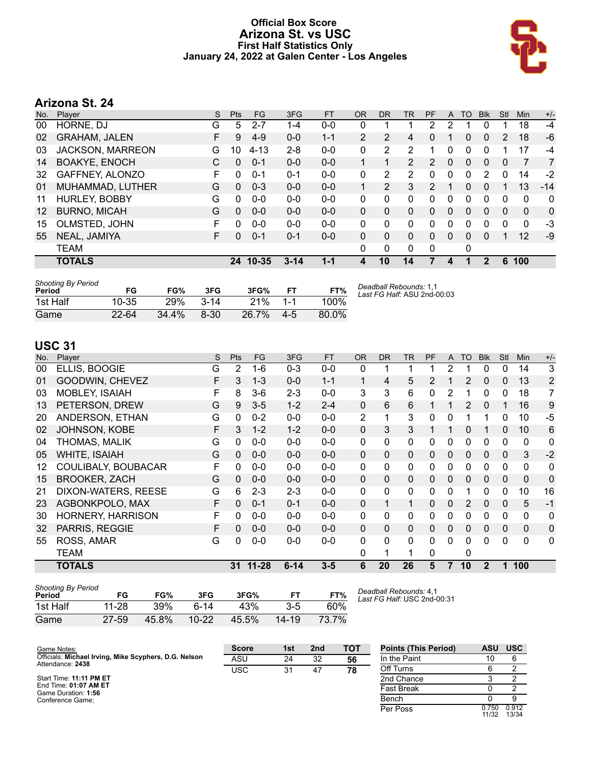# Official Box Score
## Arizona St. vs USC
### First Half Statistics Only
### January 24, 2022 at Galen Center - Los Angeles

## Arizona St. 24

| No. | Player | S | Pts | FG | 3FG | FT | OR | DR | TR | PF | A | TO | Blk | Stl | Min | +/- |
|---|---|---|---|---|---|---|---|---|---|---|---|---|---|---|---|---|
| 00 | HORNE, DJ | G | 5 | 2-7 | 1-4 | 0-0 | 0 | 1 | 1 | 2 | 2 | 1 | 0 | 1 | 18 | -4 |
| 02 | GRAHAM, JALEN | F | 9 | 4-9 | 0-0 | 1-1 | 2 | 2 | 4 | 0 | 1 | 0 | 0 | 2 | 18 | -6 |
| 03 | JACKSON, MARREON | G | 10 | 4-13 | 2-8 | 0-0 | 0 | 2 | 2 | 1 | 0 | 0 | 0 | 1 | 17 | -4 |
| 14 | BOAKYE, ENOCH | C | 0 | 0-1 | 0-0 | 0-0 | 1 | 1 | 2 | 2 | 0 | 0 | 0 | 0 | 7 | 7 |
| 32 | GAFFNEY, ALONZO | F | 0 | 0-1 | 0-1 | 0-0 | 0 | 2 | 2 | 0 | 0 | 0 | 2 | 0 | 14 | -2 |
| 01 | MUHAMMAD, LUTHER | G | 0 | 0-3 | 0-0 | 0-0 | 1 | 2 | 3 | 2 | 1 | 0 | 0 | 1 | 13 | -14 |
| 11 | HURLEY, BOBBY | G | 0 | 0-0 | 0-0 | 0-0 | 0 | 0 | 0 | 0 | 0 | 0 | 0 | 0 | 0 | 0 |
| 12 | BURNO, MICAH | G | 0 | 0-0 | 0-0 | 0-0 | 0 | 0 | 0 | 0 | 0 | 0 | 0 | 0 | 0 | 0 |
| 15 | OLMSTED, JOHN | F | 0 | 0-0 | 0-0 | 0-0 | 0 | 0 | 0 | 0 | 0 | 0 | 0 | 0 | 0 | -3 |
| 55 | NEAL, JAMIYA | F | 0 | 0-1 | 0-1 | 0-0 | 0 | 0 | 0 | 0 | 0 | 0 | 0 | 1 | 12 | -9 |
| | TEAM | | | | | | 0 | 0 | 0 | 0 | | 0 | | | | |
| | **TOTALS** | | **24** | **10-35** | **3-14** | **1-1** | **4** | **10** | **14** | **7** | **4** | **1** | **2** | **6** | **100** | |

| Shooting By Period Period | FG | FG% | 3FG | 3FG% | FT | FT% |
|---|---|---|---|---|---|---|
| 1st Half | 10-35 | 29% | 3-14 | 21% | 1-1 | 100% |
| Game | 22-64 | 34.4% | 8-30 | 26.7% | 4-5 | 80.0% |

*Deadball Rebounds:* 1,1
*Last FG Half:* ASU 2nd-00:03

## USC 31

| No. | Player | S | Pts | FG | 3FG | FT | OR | DR | TR | PF | A | TO | Blk | Stl | Min | +/- |
|---|---|---|---|---|---|---|---|---|---|---|---|---|---|---|---|---|
| 00 | ELLIS, BOOGIE | G | 2 | 1-6 | 0-3 | 0-0 | 0 | 1 | 1 | 1 | 2 | 1 | 0 | 0 | 14 | 3 |
| 01 | GOODWIN, CHEVEZ | F | 3 | 1-3 | 0-0 | 1-1 | 1 | 4 | 5 | 2 | 1 | 2 | 0 | 0 | 13 | 2 |
| 03 | MOBLEY, ISAIAH | F | 8 | 3-6 | 2-3 | 0-0 | 3 | 3 | 6 | 0 | 2 | 1 | 0 | 0 | 18 | 7 |
| 13 | PETERSON, DREW | G | 9 | 3-5 | 1-2 | 2-4 | 0 | 6 | 6 | 1 | 1 | 2 | 0 | 1 | 16 | 9 |
| 20 | ANDERSON, ETHAN | G | 0 | 0-2 | 0-0 | 0-0 | 2 | 1 | 3 | 0 | 0 | 1 | 1 | 0 | 10 | -5 |
| 02 | JOHNSON, KOBE | F | 3 | 1-2 | 1-2 | 0-0 | 0 | 3 | 3 | 1 | 1 | 0 | 1 | 0 | 10 | 6 |
| 04 | THOMAS, MALIK | G | 0 | 0-0 | 0-0 | 0-0 | 0 | 0 | 0 | 0 | 0 | 0 | 0 | 0 | 0 | 0 |
| 05 | WHITE, ISAIAH | G | 0 | 0-0 | 0-0 | 0-0 | 0 | 0 | 0 | 0 | 0 | 0 | 0 | 0 | 3 | -2 |
| 12 | COULIBALY, BOUBACAR | F | 0 | 0-0 | 0-0 | 0-0 | 0 | 0 | 0 | 0 | 0 | 0 | 0 | 0 | 0 | 0 |
| 15 | BROOKER, ZACH | G | 0 | 0-0 | 0-0 | 0-0 | 0 | 0 | 0 | 0 | 0 | 0 | 0 | 0 | 0 | 0 |
| 21 | DIXON-WATERS, REESE | G | 6 | 2-3 | 2-3 | 0-0 | 0 | 0 | 0 | 0 | 0 | 1 | 0 | 0 | 10 | 16 |
| 23 | AGBONKPOLO, MAX | F | 0 | 0-1 | 0-1 | 0-0 | 0 | 1 | 1 | 0 | 0 | 2 | 0 | 0 | 5 | -1 |
| 30 | HORNERY, HARRISON | F | 0 | 0-0 | 0-0 | 0-0 | 0 | 0 | 0 | 0 | 0 | 0 | 0 | 0 | 0 | 0 |
| 32 | PARRIS, REGGIE | F | 0 | 0-0 | 0-0 | 0-0 | 0 | 0 | 0 | 0 | 0 | 0 | 0 | 0 | 0 | 0 |
| 55 | ROSS, AMAR | G | 0 | 0-0 | 0-0 | 0-0 | 0 | 0 | 0 | 0 | 0 | 0 | 0 | 0 | 0 | 0 |
| | TEAM | | | | | | 0 | 1 | 1 | 0 | | 0 | | | | |
| | **TOTALS** | | **31** | **11-28** | **6-14** | **3-5** | **6** | **20** | **26** | **5** | **7** | **10** | **2** | **1** | **100** | |

| Shooting By Period Period | FG | FG% | 3FG | 3FG% | FT | FT% |
|---|---|---|---|---|---|---|
| 1st Half | 11-28 | 39% | 6-14 | 43% | 3-5 | 60% |
| Game | 27-59 | 45.8% | 10-22 | 45.5% | 14-19 | 73.7% |

*Deadball Rebounds:* 4,1
*Last FG Half:* USC 2nd-00:31

Game Notes:
Officials: **Michael Irving, Mike Scyphers, D.G. Nelson**
Attendance: **2438**

Start Time: **11:11 PM ET**
End Time: **01:07 AM ET**
Game Duration: **1:56**
Conference Game;

| Score | 1st | 2nd | TOT |
|---|---|---|---|
| ASU | 24 | 32 | **56** |
| USC | 31 | 47 | **78** |

| Points (This Period) | ASU | USC |
|---|---|---|
| In the Paint | 10 | 6 |
| Off Turns | 6 | 2 |
| 2nd Chance | 3 | 2 |
| Fast Break | 0 | 2 |
| Bench | 0 | 9 |
| Per Poss | 0.750 11/32 | 0.912 13/34 |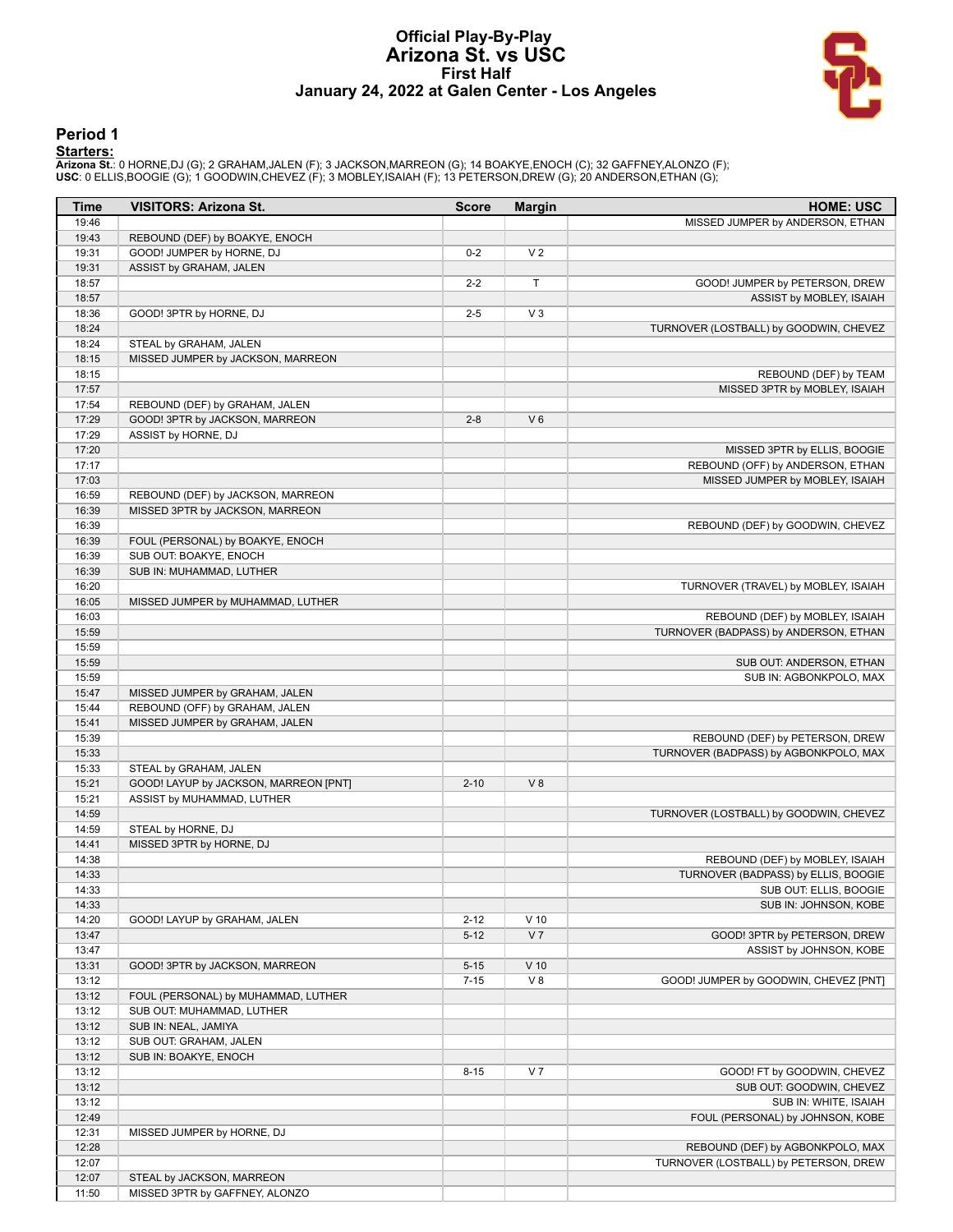# Official Play-By-Play
## Arizona St. vs USC
### First Half
### January 24, 2022 at Galen Center - Los Angeles

## Period 1

**Starters:**

**Arizona St.**: 0 HORNE,DJ (G); 2 GRAHAM,JALEN (F); 3 JACKSON,MARREON (G); 14 BOAKYE,ENOCH (C); 32 GAFFNEY,ALONZO (F);
**USC**: 0 ELLIS,BOOGIE (G); 1 GOODWIN,CHEVEZ (F); 3 MOBLEY,ISAIAH (F); 13 PETERSON,DREW (G); 20 ANDERSON,ETHAN (G);

| Time | VISITORS: Arizona St. | Score | Margin | HOME: USC |
|---|---|---|---|---|
| 19:46 | | | | MISSED JUMPER by ANDERSON, ETHAN |
| 19:43 | REBOUND (DEF) by BOAKYE, ENOCH | | | |
| 19:31 | GOOD! JUMPER by HORNE, DJ | 0-2 | V 2 | |
| 19:31 | ASSIST by GRAHAM, JALEN | | | |
| 18:57 | | 2-2 | T | GOOD! JUMPER by PETERSON, DREW |
| 18:57 | | | | ASSIST by MOBLEY, ISAIAH |
| 18:36 | GOOD! 3PTR by HORNE, DJ | 2-5 | V 3 | |
| 18:24 | | | | TURNOVER (LOSTBALL) by GOODWIN, CHEVEZ |
| 18:24 | STEAL by GRAHAM, JALEN | | | |
| 18:15 | MISSED JUMPER by JACKSON, MARREON | | | |
| 18:15 | | | | REBOUND (DEF) by TEAM |
| 17:57 | | | | MISSED 3PTR by MOBLEY, ISAIAH |
| 17:54 | REBOUND (DEF) by GRAHAM, JALEN | | | |
| 17:29 | GOOD! 3PTR by JACKSON, MARREON | 2-8 | V 6 | |
| 17:29 | ASSIST by HORNE, DJ | | | |
| 17:20 | | | | MISSED 3PTR by ELLIS, BOOGIE |
| 17:17 | | | | REBOUND (OFF) by ANDERSON, ETHAN |
| 17:03 | | | | MISSED JUMPER by MOBLEY, ISAIAH |
| 16:59 | REBOUND (DEF) by JACKSON, MARREON | | | |
| 16:39 | MISSED 3PTR by JACKSON, MARREON | | | |
| 16:39 | | | | REBOUND (DEF) by GOODWIN, CHEVEZ |
| 16:39 | FOUL (PERSONAL) by BOAKYE, ENOCH | | | |
| 16:39 | SUB OUT: BOAKYE, ENOCH | | | |
| 16:39 | SUB IN: MUHAMMAD, LUTHER | | | |
| 16:20 | | | | TURNOVER (TRAVEL) by MOBLEY, ISAIAH |
| 16:05 | MISSED JUMPER by MUHAMMAD, LUTHER | | | |
| 16:03 | | | | REBOUND (DEF) by MOBLEY, ISAIAH |
| 15:59 | | | | TURNOVER (BADPASS) by ANDERSON, ETHAN |
| 15:59 | | | | |
| 15:59 | | | | SUB OUT: ANDERSON, ETHAN |
| 15:59 | | | | SUB IN: AGBONKPOLO, MAX |
| 15:47 | MISSED JUMPER by GRAHAM, JALEN | | | |
| 15:44 | REBOUND (OFF) by GRAHAM, JALEN | | | |
| 15:41 | MISSED JUMPER by GRAHAM, JALEN | | | |
| 15:39 | | | | REBOUND (DEF) by PETERSON, DREW |
| 15:33 | | | | TURNOVER (BADPASS) by AGBONKPOLO, MAX |
| 15:33 | STEAL by GRAHAM, JALEN | | | |
| 15:21 | GOOD! LAYUP by JACKSON, MARREON [PNT] | 2-10 | V 8 | |
| 15:21 | ASSIST by MUHAMMAD, LUTHER | | | |
| 14:59 | | | | TURNOVER (LOSTBALL) by GOODWIN, CHEVEZ |
| 14:59 | STEAL by HORNE, DJ | | | |
| 14:41 | MISSED 3PTR by HORNE, DJ | | | |
| 14:38 | | | | REBOUND (DEF) by MOBLEY, ISAIAH |
| 14:33 | | | | TURNOVER (BADPASS) by ELLIS, BOOGIE |
| 14:33 | | | | SUB OUT: ELLIS, BOOGIE |
| 14:33 | | | | SUB IN: JOHNSON, KOBE |
| 14:20 | GOOD! LAYUP by GRAHAM, JALEN | 2-12 | V 10 | |
| 13:47 | | 5-12 | V 7 | GOOD! 3PTR by PETERSON, DREW |
| 13:47 | | | | ASSIST by JOHNSON, KOBE |
| 13:31 | GOOD! 3PTR by JACKSON, MARREON | 5-15 | V 10 | |
| 13:12 | | 7-15 | V 8 | GOOD! JUMPER by GOODWIN, CHEVEZ [PNT] |
| 13:12 | FOUL (PERSONAL) by MUHAMMAD, LUTHER | | | |
| 13:12 | SUB OUT: MUHAMMAD, LUTHER | | | |
| 13:12 | SUB IN: NEAL, JAMIYA | | | |
| 13:12 | SUB OUT: GRAHAM, JALEN | | | |
| 13:12 | SUB IN: BOAKYE, ENOCH | | | |
| 13:12 | | 8-15 | V 7 | GOOD! FT by GOODWIN, CHEVEZ |
| 13:12 | | | | SUB OUT: GOODWIN, CHEVEZ |
| 13:12 | | | | SUB IN: WHITE, ISAIAH |
| 12:49 | | | | FOUL (PERSONAL) by JOHNSON, KOBE |
| 12:31 | MISSED JUMPER by HORNE, DJ | | | |
| 12:28 | | | | REBOUND (DEF) by AGBONKPOLO, MAX |
| 12:07 | | | | TURNOVER (LOSTBALL) by PETERSON, DREW |
| 12:07 | STEAL by JACKSON, MARREON | | | |
| 11:50 | MISSED 3PTR by GAFFNEY, ALONZO | | | |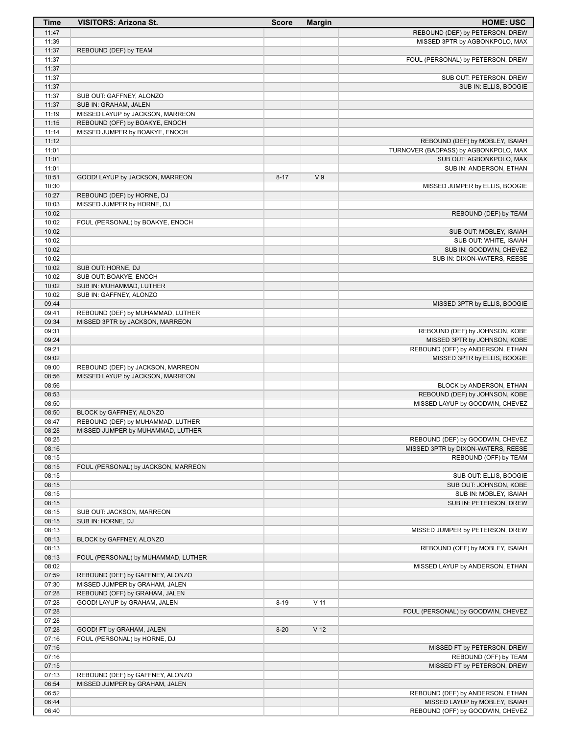| Time | VISITORS: Arizona St. | Score | Margin | HOME: USC |
| --- | --- | --- | --- | --- |
| 11:47 | | | | REBOUND (DEF) by PETERSON, DREW |
| 11:39 | | | | MISSED 3PTR by AGBONKPOLO, MAX |
| 11:37 | REBOUND (DEF) by TEAM | | | |
| 11:37 | | | | FOUL (PERSONAL) by PETERSON, DREW |
| 11:37 | | | | |
| 11:37 | | | | SUB OUT: PETERSON, DREW |
| 11:37 | | | | SUB IN: ELLIS, BOOGIE |
| 11:37 | SUB OUT: GAFFNEY, ALONZO | | | |
| 11:37 | SUB IN: GRAHAM, JALEN | | | |
| 11:19 | MISSED LAYUP by JACKSON, MARREON | | | |
| 11:15 | REBOUND (OFF) by BOAKYE, ENOCH | | | |
| 11:14 | MISSED JUMPER by BOAKYE, ENOCH | | | |
| 11:12 | | | | REBOUND (DEF) by MOBLEY, ISAIAH |
| 11:01 | | | | TURNOVER (BADPASS) by AGBONKPOLO, MAX |
| 11:01 | | | | SUB OUT: AGBONKPOLO, MAX |
| 11:01 | | | | SUB IN: ANDERSON, ETHAN |
| 10:51 | GOOD! LAYUP by JACKSON, MARREON | 8-17 | V 9 | |
| 10:30 | | | | MISSED JUMPER by ELLIS, BOOGIE |
| 10:27 | REBOUND (DEF) by HORNE, DJ | | | |
| 10:03 | MISSED JUMPER by HORNE, DJ | | | |
| 10:02 | | | | REBOUND (DEF) by TEAM |
| 10:02 | FOUL (PERSONAL) by BOAKYE, ENOCH | | | |
| 10:02 | | | | SUB OUT: MOBLEY, ISAIAH |
| 10:02 | | | | SUB OUT: WHITE, ISAIAH |
| 10:02 | | | | SUB IN: GOODWIN, CHEVEZ |
| 10:02 | | | | SUB IN: DIXON-WATERS, REESE |
| 10:02 | SUB OUT: HORNE, DJ | | | |
| 10:02 | SUB OUT: BOAKYE, ENOCH | | | |
| 10:02 | SUB IN: MUHAMMAD, LUTHER | | | |
| 10:02 | SUB IN: GAFFNEY, ALONZO | | | |
| 09:44 | | | | MISSED 3PTR by ELLIS, BOOGIE |
| 09:41 | REBOUND (DEF) by MUHAMMAD, LUTHER | | | |
| 09:34 | MISSED 3PTR by JACKSON, MARREON | | | |
| 09:31 | | | | REBOUND (DEF) by JOHNSON, KOBE |
| 09:24 | | | | MISSED 3PTR by JOHNSON, KOBE |
| 09:21 | | | | REBOUND (OFF) by ANDERSON, ETHAN |
| 09:02 | | | | MISSED 3PTR by ELLIS, BOOGIE |
| 09:00 | REBOUND (DEF) by JACKSON, MARREON | | | |
| 08:56 | MISSED LAYUP by JACKSON, MARREON | | | |
| 08:56 | | | | BLOCK by ANDERSON, ETHAN |
| 08:53 | | | | REBOUND (DEF) by JOHNSON, KOBE |
| 08:50 | | | | MISSED LAYUP by GOODWIN, CHEVEZ |
| 08:50 | BLOCK by GAFFNEY, ALONZO | | | |
| 08:47 | REBOUND (DEF) by MUHAMMAD, LUTHER | | | |
| 08:28 | MISSED JUMPER by MUHAMMAD, LUTHER | | | |
| 08:25 | | | | REBOUND (DEF) by GOODWIN, CHEVEZ |
| 08:16 | | | | MISSED 3PTR by DIXON-WATERS, REESE |
| 08:15 | | | | REBOUND (OFF) by TEAM |
| 08:15 | FOUL (PERSONAL) by JACKSON, MARREON | | | |
| 08:15 | | | | SUB OUT: ELLIS, BOOGIE |
| 08:15 | | | | SUB OUT: JOHNSON, KOBE |
| 08:15 | | | | SUB IN: MOBLEY, ISAIAH |
| 08:15 | | | | SUB IN: PETERSON, DREW |
| 08:15 | SUB OUT: JACKSON, MARREON | | | |
| 08:15 | SUB IN: HORNE, DJ | | | |
| 08:13 | | | | MISSED JUMPER by PETERSON, DREW |
| 08:13 | BLOCK by GAFFNEY, ALONZO | | | |
| 08:13 | | | | REBOUND (OFF) by MOBLEY, ISAIAH |
| 08:13 | FOUL (PERSONAL) by MUHAMMAD, LUTHER | | | |
| 08:02 | | | | MISSED LAYUP by ANDERSON, ETHAN |
| 07:59 | REBOUND (DEF) by GAFFNEY, ALONZO | | | |
| 07:30 | MISSED JUMPER by GRAHAM, JALEN | | | |
| 07:28 | REBOUND (OFF) by GRAHAM, JALEN | | | |
| 07:28 | GOOD! LAYUP by GRAHAM, JALEN | 8-19 | V 11 | |
| 07:28 | | | | FOUL (PERSONAL) by GOODWIN, CHEVEZ |
| 07:28 | | | | |
| 07:28 | GOOD! FT by GRAHAM, JALEN | 8-20 | V 12 | |
| 07:16 | FOUL (PERSONAL) by HORNE, DJ | | | |
| 07:16 | | | | MISSED FT by PETERSON, DREW |
| 07:16 | | | | REBOUND (OFF) by TEAM |
| 07:15 | | | | MISSED FT by PETERSON, DREW |
| 07:13 | REBOUND (DEF) by GAFFNEY, ALONZO | | | |
| 06:54 | MISSED JUMPER by GRAHAM, JALEN | | | |
| 06:52 | | | | REBOUND (DEF) by ANDERSON, ETHAN |
| 06:44 | | | | MISSED LAYUP by MOBLEY, ISAIAH |
| 06:40 | | | | REBOUND (OFF) by GOODWIN, CHEVEZ |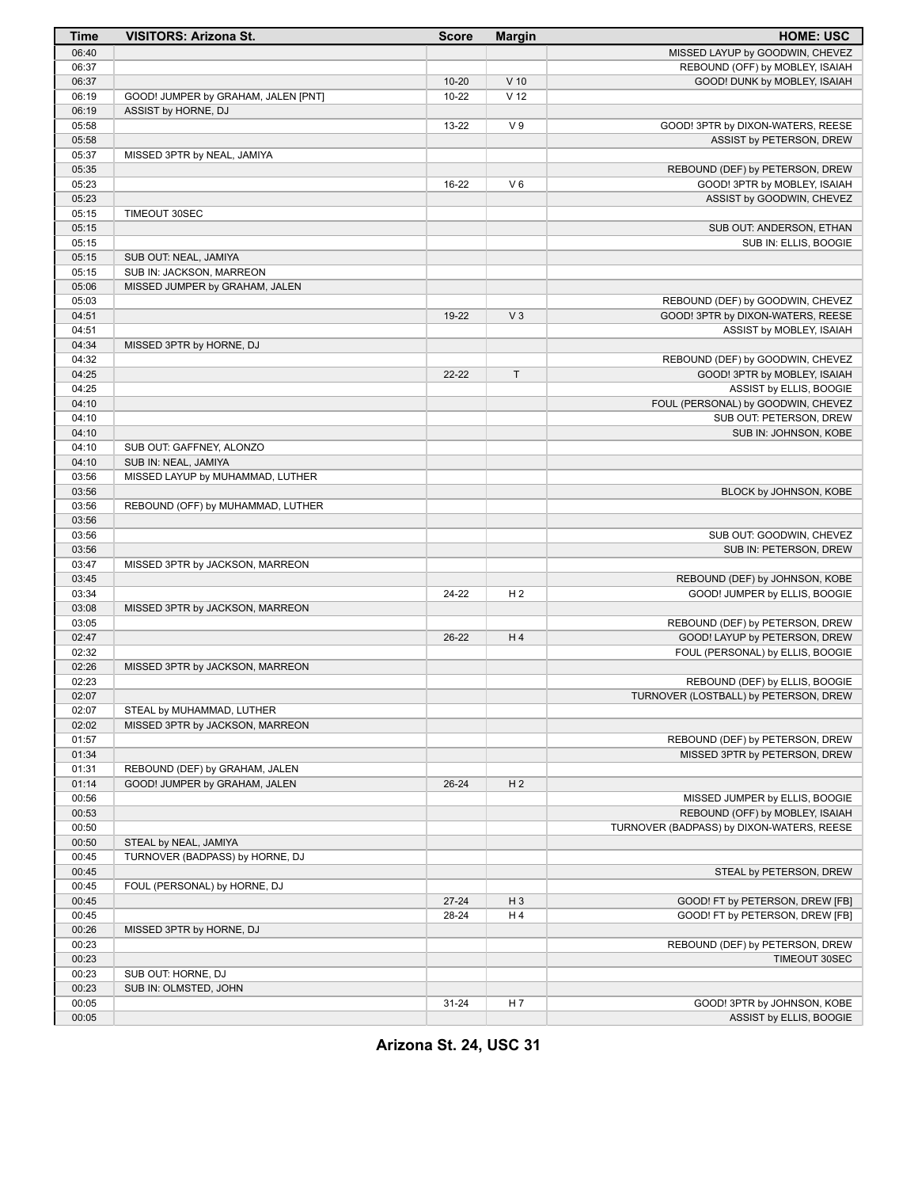| Time | VISITORS: Arizona St. | Score | Margin | HOME: USC |
|---|---|---|---|---|
| 06:40 | | | | MISSED LAYUP by GOODWIN, CHEVEZ |
| 06:37 | | | | REBOUND (OFF) by MOBLEY, ISAIAH |
| 06:37 | | 10-20 | V 10 | GOOD! DUNK by MOBLEY, ISAIAH |
| 06:19 | GOOD! JUMPER by GRAHAM, JALEN [PNT] | 10-22 | V 12 | |
| 06:19 | ASSIST by HORNE, DJ | | | |
| 05:58 | | 13-22 | V 9 | GOOD! 3PTR by DIXON-WATERS, REESE |
| 05:58 | | | | ASSIST by PETERSON, DREW |
| 05:37 | MISSED 3PTR by NEAL, JAMIYA | | | |
| 05:35 | | | | REBOUND (DEF) by PETERSON, DREW |
| 05:23 | | 16-22 | V 6 | GOOD! 3PTR by MOBLEY, ISAIAH |
| 05:23 | | | | ASSIST by GOODWIN, CHEVEZ |
| 05:15 | TIMEOUT 30SEC | | | |
| 05:15 | | | | SUB OUT: ANDERSON, ETHAN |
| 05:15 | | | | SUB IN: ELLIS, BOOGIE |
| 05:15 | SUB OUT: NEAL, JAMIYA | | | |
| 05:15 | SUB IN: JACKSON, MARREON | | | |
| 05:06 | MISSED JUMPER by GRAHAM, JALEN | | | |
| 05:03 | | | | REBOUND (DEF) by GOODWIN, CHEVEZ |
| 04:51 | | 19-22 | V 3 | GOOD! 3PTR by DIXON-WATERS, REESE |
| 04:51 | | | | ASSIST by MOBLEY, ISAIAH |
| 04:34 | MISSED 3PTR by HORNE, DJ | | | |
| 04:32 | | | | REBOUND (DEF) by GOODWIN, CHEVEZ |
| 04:25 | | 22-22 | T | GOOD! 3PTR by MOBLEY, ISAIAH |
| 04:25 | | | | ASSIST by ELLIS, BOOGIE |
| 04:10 | | | | FOUL (PERSONAL) by GOODWIN, CHEVEZ |
| 04:10 | | | | SUB OUT: PETERSON, DREW |
| 04:10 | | | | SUB IN: JOHNSON, KOBE |
| 04:10 | SUB OUT: GAFFNEY, ALONZO | | | |
| 04:10 | SUB IN: NEAL, JAMIYA | | | |
| 03:56 | MISSED LAYUP by MUHAMMAD, LUTHER | | | |
| 03:56 | | | | BLOCK by JOHNSON, KOBE |
| 03:56 | REBOUND (OFF) by MUHAMMAD, LUTHER | | | |
| 03:56 | | | | |
| 03:56 | | | | SUB OUT: GOODWIN, CHEVEZ |
| 03:56 | | | | SUB IN: PETERSON, DREW |
| 03:47 | MISSED 3PTR by JACKSON, MARREON | | | |
| 03:45 | | | | REBOUND (DEF) by JOHNSON, KOBE |
| 03:34 | | 24-22 | H 2 | GOOD! JUMPER by ELLIS, BOOGIE |
| 03:08 | MISSED 3PTR by JACKSON, MARREON | | | |
| 03:05 | | | | REBOUND (DEF) by PETERSON, DREW |
| 02:47 | | 26-22 | H 4 | GOOD! LAYUP by PETERSON, DREW |
| 02:32 | | | | FOUL (PERSONAL) by ELLIS, BOOGIE |
| 02:26 | MISSED 3PTR by JACKSON, MARREON | | | |
| 02:23 | | | | REBOUND (DEF) by ELLIS, BOOGIE |
| 02:07 | | | | TURNOVER (LOSTBALL) by PETERSON, DREW |
| 02:07 | STEAL by MUHAMMAD, LUTHER | | | |
| 02:02 | MISSED 3PTR by JACKSON, MARREON | | | |
| 01:57 | | | | REBOUND (DEF) by PETERSON, DREW |
| 01:34 | | | | MISSED 3PTR by PETERSON, DREW |
| 01:31 | REBOUND (DEF) by GRAHAM, JALEN | | | |
| 01:14 | GOOD! JUMPER by GRAHAM, JALEN | 26-24 | H 2 | |
| 00:56 | | | | MISSED JUMPER by ELLIS, BOOGIE |
| 00:53 | | | | REBOUND (OFF) by MOBLEY, ISAIAH |
| 00:50 | | | | TURNOVER (BADPASS) by DIXON-WATERS, REESE |
| 00:50 | STEAL by NEAL, JAMIYA | | | |
| 00:45 | TURNOVER (BADPASS) by HORNE, DJ | | | |
| 00:45 | | | | STEAL by PETERSON, DREW |
| 00:45 | FOUL (PERSONAL) by HORNE, DJ | | | |
| 00:45 | | 27-24 | H 3 | GOOD! FT by PETERSON, DREW [FB] |
| 00:45 | | 28-24 | H 4 | GOOD! FT by PETERSON, DREW [FB] |
| 00:26 | MISSED 3PTR by HORNE, DJ | | | |
| 00:23 | | | | REBOUND (DEF) by PETERSON, DREW |
| 00:23 | | | | TIMEOUT 30SEC |
| 00:23 | SUB OUT: HORNE, DJ | | | |
| 00:23 | SUB IN: OLMSTED, JOHN | | | |
| 00:05 | | 31-24 | H 7 | GOOD! 3PTR by JOHNSON, KOBE |
| 00:05 | | | | ASSIST by ELLIS, BOOGIE |

**Arizona St. 24, USC 31**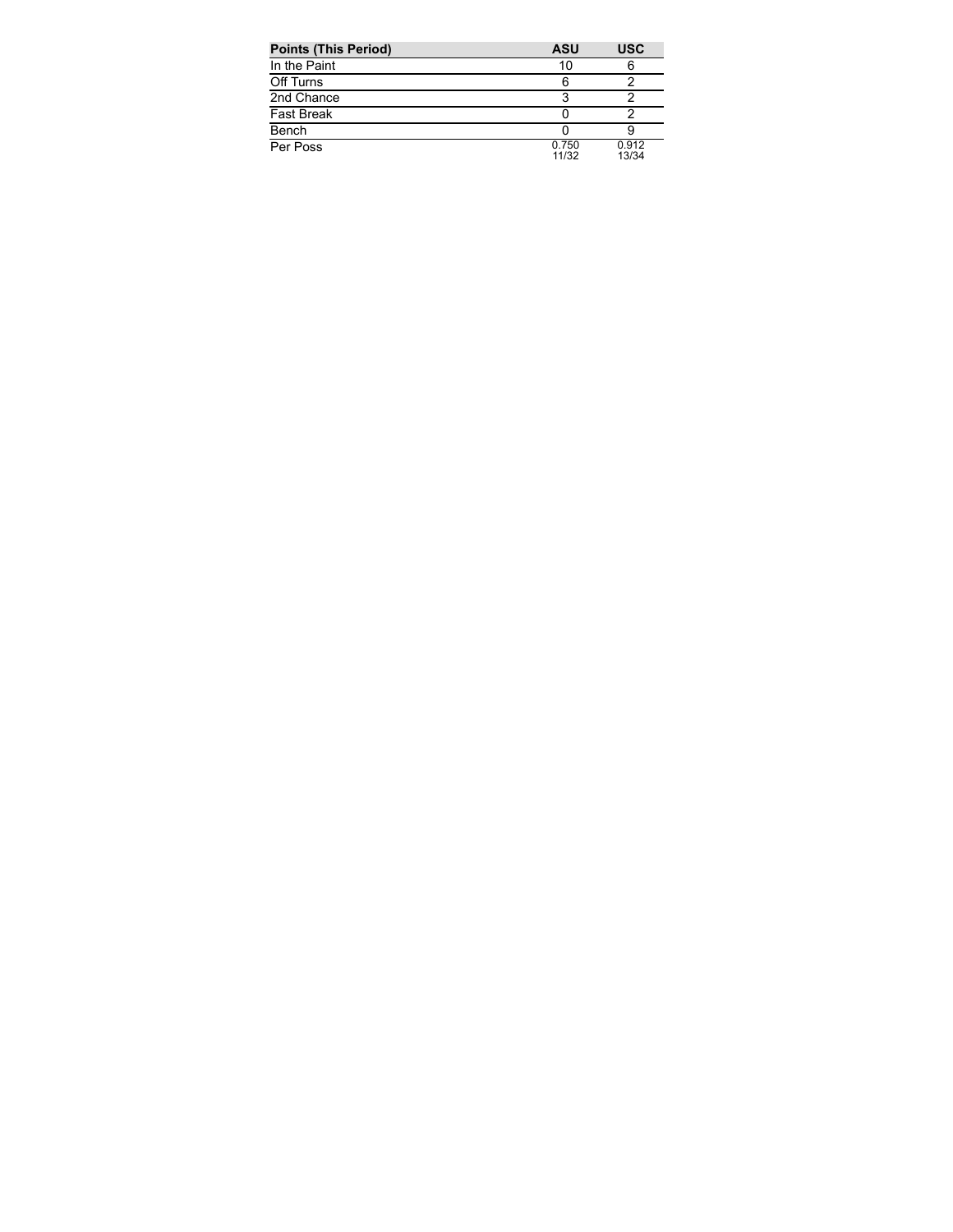| Points (This Period) | ASU | USC |
| --- | --- | --- |
| In the Paint | 10 | 6 |
| Off Turns | 6 | 2 |
| 2nd Chance | 3 | 2 |
| Fast Break | 0 | 2 |
| Bench | 0 | 9 |
| Per Poss | 0.750 11/32 | 0.912 13/34 |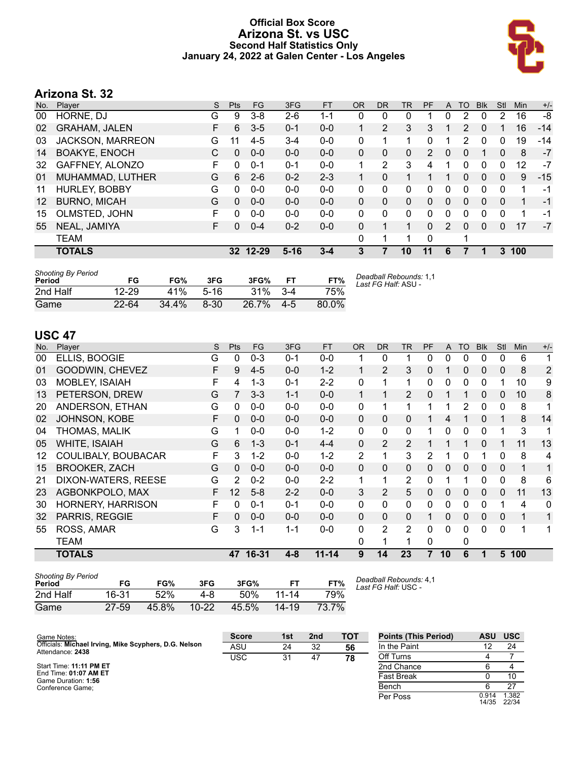# Official Box Score
## Arizona St. vs USC
### Second Half Statistics Only
### January 24, 2022 at Galen Center - Los Angeles

## Arizona St. 32

| No. | Player | S | Pts | FG | 3FG | FT | OR | DR | TR | PF | A | TO | Blk | Stl | Min | +/- |
|---|---|---|---|---|---|---|---|---|---|---|---|---|---|---|---|---|
| 00 | HORNE, DJ | G | 9 | 3-8 | 2-6 | 1-1 | 0 | 0 | 0 | 1 | 0 | 2 | 0 | 2 | 16 | -8 |
| 02 | GRAHAM, JALEN | F | 6 | 3-5 | 0-1 | 0-0 | 1 | 2 | 3 | 3 | 1 | 2 | 0 | 1 | 16 | -14 |
| 03 | JACKSON, MARREON | G | 11 | 4-5 | 3-4 | 0-0 | 0 | 1 | 1 | 0 | 1 | 2 | 0 | 0 | 19 | -14 |
| 14 | BOAKYE, ENOCH | C | 0 | 0-0 | 0-0 | 0-0 | 0 | 0 | 0 | 2 | 0 | 0 | 1 | 0 | 8 | -7 |
| 32 | GAFFNEY, ALONZO | F | 0 | 0-1 | 0-1 | 0-0 | 1 | 2 | 3 | 4 | 1 | 0 | 0 | 0 | 12 | -7 |
| 01 | MUHAMMAD, LUTHER | G | 6 | 2-6 | 0-2 | 2-3 | 1 | 0 | 1 | 1 | 1 | 0 | 0 | 0 | 9 | -15 |
| 11 | HURLEY, BOBBY | G | 0 | 0-0 | 0-0 | 0-0 | 0 | 0 | 0 | 0 | 0 | 0 | 0 | 0 | 1 | -1 |
| 12 | BURNO, MICAH | G | 0 | 0-0 | 0-0 | 0-0 | 0 | 0 | 0 | 0 | 0 | 0 | 0 | 0 | 1 | -1 |
| 15 | OLMSTED, JOHN | F | 0 | 0-0 | 0-0 | 0-0 | 0 | 0 | 0 | 0 | 0 | 0 | 0 | 0 | 1 | -1 |
| 55 | NEAL, JAMIYA | F | 0 | 0-4 | 0-2 | 0-0 | 0 | 1 | 1 | 0 | 2 | 0 | 0 | 0 | 17 | -7 |
| | TEAM | | | | | | 0 | 1 | 1 | 0 | | 1 | | | | |
| | **TOTALS** | | **32** | **12-29** | **5-16** | **3-4** | **3** | **7** | **10** | **11** | **6** | **7** | **1** | **3** | **100** | |

*Shooting By Period*

| Period | FG | FG% | 3FG | 3FG% | FT | FT% |
|---|---|---|---|---|---|---|
| 2nd Half | 12-29 | 41% | 5-16 | 31% | 3-4 | 75% |
| Game | 22-64 | 34.4% | 8-30 | 26.7% | 4-5 | 80.0% |

*Deadball Rebounds:* 1,1
*Last FG Half:* ASU -

## USC 47

| No. | Player | S | Pts | FG | 3FG | FT | OR | DR | TR | PF | A | TO | Blk | Stl | Min | +/- |
|---|---|---|---|---|---|---|---|---|---|---|---|---|---|---|---|---|
| 00 | ELLIS, BOOGIE | G | 0 | 0-3 | 0-1 | 0-0 | 1 | 0 | 1 | 0 | 0 | 0 | 0 | 0 | 6 | 1 |
| 01 | GOODWIN, CHEVEZ | F | 9 | 4-5 | 0-0 | 1-2 | 1 | 2 | 3 | 0 | 1 | 0 | 0 | 0 | 8 | 2 |
| 03 | MOBLEY, ISAIAH | F | 4 | 1-3 | 0-1 | 2-2 | 0 | 1 | 1 | 0 | 0 | 0 | 0 | 1 | 10 | 9 |
| 13 | PETERSON, DREW | G | 7 | 3-3 | 1-1 | 0-0 | 1 | 1 | 2 | 0 | 1 | 1 | 0 | 0 | 10 | 8 |
| 20 | ANDERSON, ETHAN | G | 0 | 0-0 | 0-0 | 0-0 | 0 | 1 | 1 | 1 | 1 | 2 | 0 | 0 | 8 | 1 |
| 02 | JOHNSON, KOBE | F | 0 | 0-0 | 0-0 | 0-0 | 0 | 0 | 0 | 1 | 4 | 1 | 0 | 1 | 8 | 14 |
| 04 | THOMAS, MALIK | G | 1 | 0-0 | 0-0 | 1-2 | 0 | 0 | 0 | 1 | 0 | 0 | 0 | 1 | 3 | 1 |
| 05 | WHITE, ISAIAH | G | 6 | 1-3 | 0-1 | 4-4 | 0 | 2 | 2 | 1 | 1 | 1 | 0 | 1 | 11 | 13 |
| 12 | COULIBALY, BOUBACAR | F | 3 | 1-2 | 0-0 | 1-2 | 2 | 1 | 3 | 2 | 1 | 0 | 1 | 0 | 8 | 4 |
| 15 | BROOKER, ZACH | G | 0 | 0-0 | 0-0 | 0-0 | 0 | 0 | 0 | 0 | 0 | 0 | 0 | 0 | 1 | 1 |
| 21 | DIXON-WATERS, REESE | G | 2 | 0-2 | 0-0 | 2-2 | 1 | 1 | 2 | 0 | 1 | 1 | 0 | 0 | 8 | 6 |
| 23 | AGBONKPOLO, MAX | F | 12 | 5-8 | 2-2 | 0-0 | 3 | 2 | 5 | 0 | 0 | 0 | 0 | 0 | 11 | 13 |
| 30 | HORNERY, HARRISON | F | 0 | 0-1 | 0-1 | 0-0 | 0 | 0 | 0 | 0 | 0 | 0 | 0 | 1 | 4 | 0 |
| 32 | PARRIS, REGGIE | F | 0 | 0-0 | 0-0 | 0-0 | 0 | 0 | 0 | 1 | 0 | 0 | 0 | 0 | 1 | 1 |
| 55 | ROSS, AMAR | G | 3 | 1-1 | 1-1 | 0-0 | 0 | 2 | 2 | 0 | 0 | 0 | 0 | 0 | 1 | 1 |
| | TEAM | | | | | | 0 | 1 | 1 | 0 | | 0 | | | | |
| | **TOTALS** | | **47** | **16-31** | **4-8** | **11-14** | **9** | **14** | **23** | **7** | **10** | **6** | **1** | **5** | **100** | |

*Shooting By Period*

| Period | FG | FG% | 3FG | 3FG% | FT | FT% |
|---|---|---|---|---|---|---|
| 2nd Half | 16-31 | 52% | 4-8 | 50% | 11-14 | 79% |
| Game | 27-59 | 45.8% | 10-22 | 45.5% | 14-19 | 73.7% |

*Deadball Rebounds:* 4,1
*Last FG Half:* USC -

Game Notes:
Officials: **Michael Irving, Mike Scyphers, D.G. Nelson**
Attendance: **2438**

Start Time: **11:11 PM ET**
End Time: **01:07 AM ET**
Game Duration: **1:56**
Conference Game;

| Score | 1st | 2nd | TOT |
|---|---|---|---|
| ASU | 24 | 32 | **56** |
| USC | 31 | 47 | **78** |

| Points (This Period) | ASU | USC |
|---|---|---|
| In the Paint | 12 | 24 |
| Off Turns | 4 | 7 |
| 2nd Chance | 6 | 4 |
| Fast Break | 0 | 10 |
| Bench | 6 | 27 |
| Per Poss | 0.914 14/35 | 1.382 22/34 |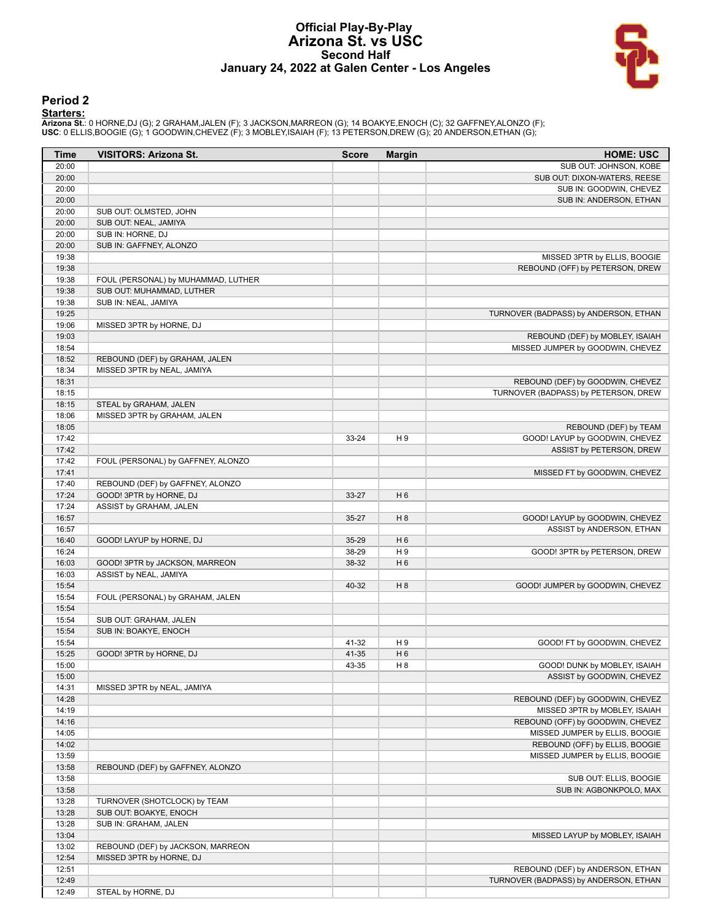# Official Play-By-Play
## Arizona St. vs USC
### Second Half
### January 24, 2022 at Galen Center - Los Angeles

## Period 2

**Starters:**

**Arizona St.**: 0 HORNE,DJ (G); 2 GRAHAM,JALEN (F); 3 JACKSON,MARREON (G); 14 BOAKYE,ENOCH (C); 32 GAFFNEY,ALONZO (F);
**USC**: 0 ELLIS,BOOGIE (G); 1 GOODWIN,CHEVEZ (F); 3 MOBLEY,ISAIAH (F); 13 PETERSON,DREW (G); 20 ANDERSON,ETHAN (G);

| Time | VISITORS: Arizona St. | Score | Margin | HOME: USC |
|---|---|---|---|---|
| 20:00 | | | | SUB OUT: JOHNSON, KOBE |
| 20:00 | | | | SUB OUT: DIXON-WATERS, REESE |
| 20:00 | | | | SUB IN: GOODWIN, CHEVEZ |
| 20:00 | | | | SUB IN: ANDERSON, ETHAN |
| 20:00 | SUB OUT: OLMSTED, JOHN | | | |
| 20:00 | SUB OUT: NEAL, JAMIYA | | | |
| 20:00 | SUB IN: HORNE, DJ | | | |
| 20:00 | SUB IN: GAFFNEY, ALONZO | | | |
| 19:38 | | | | MISSED 3PTR by ELLIS, BOOGIE |
| 19:38 | | | | REBOUND (OFF) by PETERSON, DREW |
| 19:38 | FOUL (PERSONAL) by MUHAMMAD, LUTHER | | | |
| 19:38 | SUB OUT: MUHAMMAD, LUTHER | | | |
| 19:38 | SUB IN: NEAL, JAMIYA | | | |
| 19:25 | | | | TURNOVER (BADPASS) by ANDERSON, ETHAN |
| 19:06 | MISSED 3PTR by HORNE, DJ | | | |
| 19:03 | | | | REBOUND (DEF) by MOBLEY, ISAIAH |
| 18:54 | | | | MISSED JUMPER by GOODWIN, CHEVEZ |
| 18:52 | REBOUND (DEF) by GRAHAM, JALEN | | | |
| 18:34 | MISSED 3PTR by NEAL, JAMIYA | | | |
| 18:31 | | | | REBOUND (DEF) by GOODWIN, CHEVEZ |
| 18:15 | | | | TURNOVER (BADPASS) by PETERSON, DREW |
| 18:15 | STEAL by GRAHAM, JALEN | | | |
| 18:06 | MISSED 3PTR by GRAHAM, JALEN | | | |
| 18:05 | | | | REBOUND (DEF) by TEAM |
| 17:42 | | 33-24 | H 9 | GOOD! LAYUP by GOODWIN, CHEVEZ |
| 17:42 | | | | ASSIST by PETERSON, DREW |
| 17:42 | FOUL (PERSONAL) by GAFFNEY, ALONZO | | | |
| 17:41 | | | | MISSED FT by GOODWIN, CHEVEZ |
| 17:40 | REBOUND (DEF) by GAFFNEY, ALONZO | | | |
| 17:24 | GOOD! 3PTR by HORNE, DJ | 33-27 | H 6 | |
| 17:24 | ASSIST by GRAHAM, JALEN | | | |
| 16:57 | | 35-27 | H 8 | GOOD! LAYUP by GOODWIN, CHEVEZ |
| 16:57 | | | | ASSIST by ANDERSON, ETHAN |
| 16:40 | GOOD! LAYUP by HORNE, DJ | 35-29 | H 6 | |
| 16:24 | | 38-29 | H 9 | GOOD! 3PTR by PETERSON, DREW |
| 16:03 | GOOD! 3PTR by JACKSON, MARREON | 38-32 | H 6 | |
| 16:03 | ASSIST by NEAL, JAMIYA | | | |
| 15:54 | | 40-32 | H 8 | GOOD! JUMPER by GOODWIN, CHEVEZ |
| 15:54 | FOUL (PERSONAL) by GRAHAM, JALEN | | | |
| 15:54 | | | | |
| 15:54 | SUB OUT: GRAHAM, JALEN | | | |
| 15:54 | SUB IN: BOAKYE, ENOCH | | | |
| 15:54 | | 41-32 | H 9 | GOOD! FT by GOODWIN, CHEVEZ |
| 15:25 | GOOD! 3PTR by HORNE, DJ | 41-35 | H 6 | |
| 15:00 | | 43-35 | H 8 | GOOD! DUNK by MOBLEY, ISAIAH |
| 15:00 | | | | ASSIST by GOODWIN, CHEVEZ |
| 14:31 | MISSED 3PTR by NEAL, JAMIYA | | | |
| 14:28 | | | | REBOUND (DEF) by GOODWIN, CHEVEZ |
| 14:19 | | | | MISSED 3PTR by MOBLEY, ISAIAH |
| 14:16 | | | | REBOUND (OFF) by GOODWIN, CHEVEZ |
| 14:05 | | | | MISSED JUMPER by ELLIS, BOOGIE |
| 14:02 | | | | REBOUND (OFF) by ELLIS, BOOGIE |
| 13:59 | | | | MISSED JUMPER by ELLIS, BOOGIE |
| 13:58 | REBOUND (DEF) by GAFFNEY, ALONZO | | | |
| 13:58 | | | | SUB OUT: ELLIS, BOOGIE |
| 13:58 | | | | SUB IN: AGBONKPOLO, MAX |
| 13:28 | TURNOVER (SHOTCLOCK) by TEAM | | | |
| 13:28 | SUB OUT: BOAKYE, ENOCH | | | |
| 13:28 | SUB IN: GRAHAM, JALEN | | | |
| 13:04 | | | | MISSED LAYUP by MOBLEY, ISAIAH |
| 13:02 | REBOUND (DEF) by JACKSON, MARREON | | | |
| 12:54 | MISSED 3PTR by HORNE, DJ | | | |
| 12:51 | | | | REBOUND (DEF) by ANDERSON, ETHAN |
| 12:49 | | | | TURNOVER (BADPASS) by ANDERSON, ETHAN |
| 12:49 | STEAL by HORNE, DJ | | | |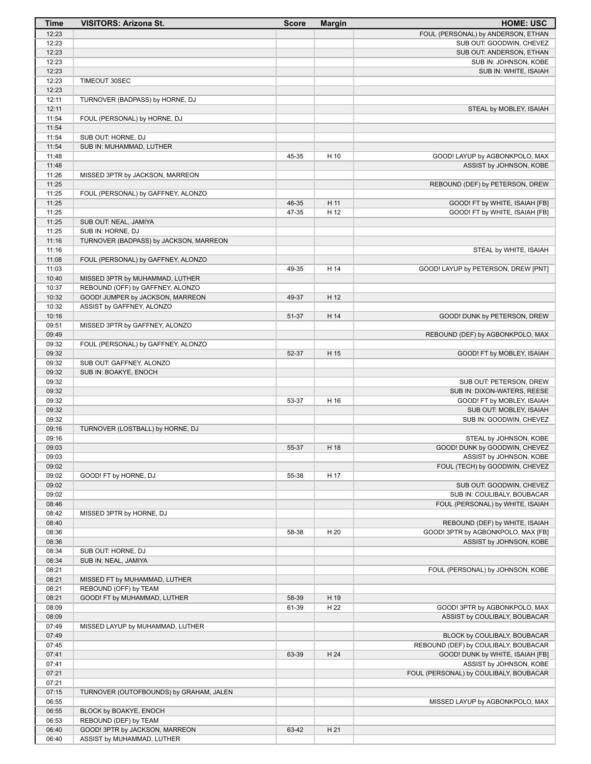| Time | VISITORS: Arizona St. | Score | Margin | HOME: USC |
|---|---|---|---|---|
| 12:23 | | | | FOUL (PERSONAL) by ANDERSON, ETHAN |
| 12:23 | | | | SUB OUT: GOODWIN, CHEVEZ |
| 12:23 | | | | SUB OUT: ANDERSON, ETHAN |
| 12:23 | | | | SUB IN: JOHNSON, KOBE |
| 12:23 | | | | SUB IN: WHITE, ISAIAH |
| 12:23 | TIMEOUT 30SEC | | | |
| 12:23 | | | | |
| 12:11 | TURNOVER (BADPASS) by HORNE, DJ | | | |
| 12:11 | | | | STEAL by MOBLEY, ISAIAH |
| 11:54 | FOUL (PERSONAL) by HORNE, DJ | | | |
| 11:54 | | | | |
| 11:54 | SUB OUT: HORNE, DJ | | | |
| 11:54 | SUB IN: MUHAMMAD, LUTHER | | | |
| 11:48 | | 45-35 | H 10 | GOOD! LAYUP by AGBONKPOLO, MAX |
| 11:48 | | | | ASSIST by JOHNSON, KOBE |
| 11:26 | MISSED 3PTR by JACKSON, MARREON | | | |
| 11:25 | | | | REBOUND (DEF) by PETERSON, DREW |
| 11:25 | FOUL (PERSONAL) by GAFFNEY, ALONZO | | | |
| 11:25 | | 46-35 | H 11 | GOOD! FT by WHITE, ISAIAH [FB] |
| 11:25 | | 47-35 | H 12 | GOOD! FT by WHITE, ISAIAH [FB] |
| 11:25 | SUB OUT: NEAL, JAMIYA | | | |
| 11:25 | SUB IN: HORNE, DJ | | | |
| 11:16 | TURNOVER (BADPASS) by JACKSON, MARREON | | | |
| 11:16 | | | | STEAL by WHITE, ISAIAH |
| 11:08 | FOUL (PERSONAL) by GAFFNEY, ALONZO | | | |
| 11:03 | | 49-35 | H 14 | GOOD! LAYUP by PETERSON, DREW [PNT] |
| 10:40 | MISSED 3PTR by MUHAMMAD, LUTHER | | | |
| 10:37 | REBOUND (OFF) by GAFFNEY, ALONZO | | | |
| 10:32 | GOOD! JUMPER by JACKSON, MARREON | 49-37 | H 12 | |
| 10:32 | ASSIST by GAFFNEY, ALONZO | | | |
| 10:16 | | 51-37 | H 14 | GOOD! DUNK by PETERSON, DREW |
| 09:51 | MISSED 3PTR by GAFFNEY, ALONZO | | | |
| 09:49 | | | | REBOUND (DEF) by AGBONKPOLO, MAX |
| 09:32 | FOUL (PERSONAL) by GAFFNEY, ALONZO | | | |
| 09:32 | | 52-37 | H 15 | GOOD! FT by MOBLEY, ISAIAH |
| 09:32 | SUB OUT: GAFFNEY, ALONZO | | | |
| 09:32 | SUB IN: BOAKYE, ENOCH | | | |
| 09:32 | | | | SUB OUT: PETERSON, DREW |
| 09:32 | | | | SUB IN: DIXON-WATERS, REESE |
| 09:32 | | 53-37 | H 16 | GOOD! FT by MOBLEY, ISAIAH |
| 09:32 | | | | SUB OUT: MOBLEY, ISAIAH |
| 09:32 | | | | SUB IN: GOODWIN, CHEVEZ |
| 09:16 | TURNOVER (LOSTBALL) by HORNE, DJ | | | |
| 09:16 | | | | STEAL by JOHNSON, KOBE |
| 09:03 | | 55-37 | H 18 | GOOD! DUNK by GOODWIN, CHEVEZ |
| 09:03 | | | | ASSIST by JOHNSON, KOBE |
| 09:02 | | | | FOUL (TECH) by GOODWIN, CHEVEZ |
| 09:02 | GOOD! FT by HORNE, DJ | 55-38 | H 17 | |
| 09:02 | | | | SUB OUT: GOODWIN, CHEVEZ |
| 09:02 | | | | SUB IN: COULIBALY, BOUBACAR |
| 08:46 | | | | FOUL (PERSONAL) by WHITE, ISAIAH |
| 08:42 | MISSED 3PTR by HORNE, DJ | | | |
| 08:40 | | | | REBOUND (DEF) by WHITE, ISAIAH |
| 08:36 | | 58-38 | H 20 | GOOD! 3PTR by AGBONKPOLO, MAX [FB] |
| 08:36 | | | | ASSIST by JOHNSON, KOBE |
| 08:34 | SUB OUT: HORNE, DJ | | | |
| 08:34 | SUB IN: NEAL, JAMIYA | | | |
| 08:21 | | | | FOUL (PERSONAL) by JOHNSON, KOBE |
| 08:21 | MISSED FT by MUHAMMAD, LUTHER | | | |
| 08:21 | REBOUND (OFF) by TEAM | | | |
| 08:21 | GOOD! FT by MUHAMMAD, LUTHER | 58-39 | H 19 | |
| 08:09 | | 61-39 | H 22 | GOOD! 3PTR by AGBONKPOLO, MAX |
| 08:09 | | | | ASSIST by COULIBALY, BOUBACAR |
| 07:49 | MISSED LAYUP by MUHAMMAD, LUTHER | | | |
| 07:49 | | | | BLOCK by COULIBALY, BOUBACAR |
| 07:45 | | | | REBOUND (DEF) by COULIBALY, BOUBACAR |
| 07:41 | | 63-39 | H 24 | GOOD! DUNK by WHITE, ISAIAH [FB] |
| 07:41 | | | | ASSIST by JOHNSON, KOBE |
| 07:21 | | | | FOUL (PERSONAL) by COULIBALY, BOUBACAR |
| 07:21 | | | | |
| 07:15 | TURNOVER (OUTOFBOUNDS) by GRAHAM, JALEN | | | |
| 06:55 | | | | MISSED LAYUP by AGBONKPOLO, MAX |
| 06:55 | BLOCK by BOAKYE, ENOCH | | | |
| 06:53 | REBOUND (DEF) by TEAM | | | |
| 06:40 | GOOD! 3PTR by JACKSON, MARREON | 63-42 | H 21 | |
| 06:40 | ASSIST by MUHAMMAD, LUTHER | | | |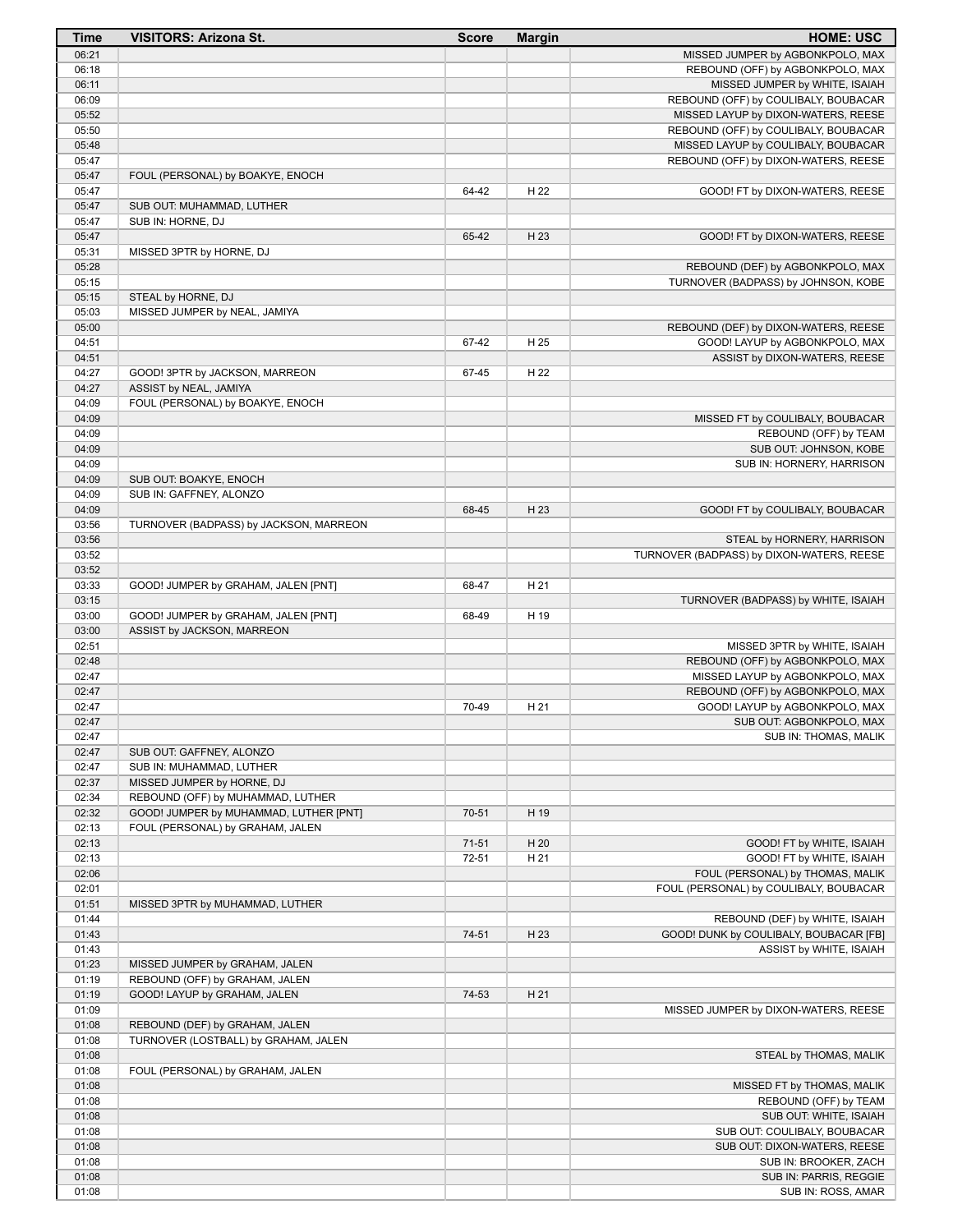| Time | VISITORS: Arizona St. | Score | Margin | HOME: USC |
| --- | --- | --- | --- | --- |
| 06:21 | | | | MISSED JUMPER by AGBONKPOLO, MAX |
| 06:18 | | | | REBOUND (OFF) by AGBONKPOLO, MAX |
| 06:11 | | | | MISSED JUMPER by WHITE, ISAIAH |
| 06:09 | | | | REBOUND (OFF) by COULIBALY, BOUBACAR |
| 05:52 | | | | MISSED LAYUP by DIXON-WATERS, REESE |
| 05:50 | | | | REBOUND (OFF) by COULIBALY, BOUBACAR |
| 05:48 | | | | MISSED LAYUP by COULIBALY, BOUBACAR |
| 05:47 | | | | REBOUND (OFF) by DIXON-WATERS, REESE |
| 05:47 | FOUL (PERSONAL) by BOAKYE, ENOCH | | | |
| 05:47 | | 64-42 | H 22 | GOOD! FT by DIXON-WATERS, REESE |
| 05:47 | SUB OUT: MUHAMMAD, LUTHER | | | |
| 05:47 | SUB IN: HORNE, DJ | | | |
| 05:47 | | 65-42 | H 23 | GOOD! FT by DIXON-WATERS, REESE |
| 05:31 | MISSED 3PTR by HORNE, DJ | | | |
| 05:28 | | | | REBOUND (DEF) by AGBONKPOLO, MAX |
| 05:15 | | | | TURNOVER (BADPASS) by JOHNSON, KOBE |
| 05:15 | STEAL by HORNE, DJ | | | |
| 05:03 | MISSED JUMPER by NEAL, JAMIYA | | | |
| 05:00 | | | | REBOUND (DEF) by DIXON-WATERS, REESE |
| 04:51 | | 67-42 | H 25 | GOOD! LAYUP by AGBONKPOLO, MAX |
| 04:51 | | | | ASSIST by DIXON-WATERS, REESE |
| 04:27 | GOOD! 3PTR by JACKSON, MARREON | 67-45 | H 22 | |
| 04:27 | ASSIST by NEAL, JAMIYA | | | |
| 04:09 | FOUL (PERSONAL) by BOAKYE, ENOCH | | | |
| 04:09 | | | | MISSED FT by COULIBALY, BOUBACAR |
| 04:09 | | | | REBOUND (OFF) by TEAM |
| 04:09 | | | | SUB OUT: JOHNSON, KOBE |
| 04:09 | | | | SUB IN: HORNERY, HARRISON |
| 04:09 | SUB OUT: BOAKYE, ENOCH | | | |
| 04:09 | SUB IN: GAFFNEY, ALONZO | | | |
| 04:09 | | 68-45 | H 23 | GOOD! FT by COULIBALY, BOUBACAR |
| 03:56 | TURNOVER (BADPASS) by JACKSON, MARREON | | | |
| 03:56 | | | | STEAL by HORNERY, HARRISON |
| 03:52 | | | | TURNOVER (BADPASS) by DIXON-WATERS, REESE |
| 03:52 | | | | |
| 03:33 | GOOD! JUMPER by GRAHAM, JALEN [PNT] | 68-47 | H 21 | |
| 03:15 | | | | TURNOVER (BADPASS) by WHITE, ISAIAH |
| 03:00 | GOOD! JUMPER by GRAHAM, JALEN [PNT] | 68-49 | H 19 | |
| 03:00 | ASSIST by JACKSON, MARREON | | | |
| 02:51 | | | | MISSED 3PTR by WHITE, ISAIAH |
| 02:48 | | | | REBOUND (OFF) by AGBONKPOLO, MAX |
| 02:47 | | | | MISSED LAYUP by AGBONKPOLO, MAX |
| 02:47 | | | | REBOUND (OFF) by AGBONKPOLO, MAX |
| 02:47 | | 70-49 | H 21 | GOOD! LAYUP by AGBONKPOLO, MAX |
| 02:47 | | | | SUB OUT: AGBONKPOLO, MAX |
| 02:47 | | | | SUB IN: THOMAS, MALIK |
| 02:47 | SUB OUT: GAFFNEY, ALONZO | | | |
| 02:47 | SUB IN: MUHAMMAD, LUTHER | | | |
| 02:37 | MISSED JUMPER by HORNE, DJ | | | |
| 02:34 | REBOUND (OFF) by MUHAMMAD, LUTHER | | | |
| 02:32 | GOOD! JUMPER by MUHAMMAD, LUTHER [PNT] | 70-51 | H 19 | |
| 02:13 | FOUL (PERSONAL) by GRAHAM, JALEN | | | |
| 02:13 | | 71-51 | H 20 | GOOD! FT by WHITE, ISAIAH |
| 02:13 | | 72-51 | H 21 | GOOD! FT by WHITE, ISAIAH |
| 02:06 | | | | FOUL (PERSONAL) by THOMAS, MALIK |
| 02:01 | | | | FOUL (PERSONAL) by COULIBALY, BOUBACAR |
| 01:51 | MISSED 3PTR by MUHAMMAD, LUTHER | | | |
| 01:44 | | | | REBOUND (DEF) by WHITE, ISAIAH |
| 01:43 | | 74-51 | H 23 | GOOD! DUNK by COULIBALY, BOUBACAR [FB] |
| 01:43 | | | | ASSIST by WHITE, ISAIAH |
| 01:23 | MISSED JUMPER by GRAHAM, JALEN | | | |
| 01:19 | REBOUND (OFF) by GRAHAM, JALEN | | | |
| 01:19 | GOOD! LAYUP by GRAHAM, JALEN | 74-53 | H 21 | |
| 01:09 | | | | MISSED JUMPER by DIXON-WATERS, REESE |
| 01:08 | REBOUND (DEF) by GRAHAM, JALEN | | | |
| 01:08 | TURNOVER (LOSTBALL) by GRAHAM, JALEN | | | |
| 01:08 | | | | STEAL by THOMAS, MALIK |
| 01:08 | FOUL (PERSONAL) by GRAHAM, JALEN | | | |
| 01:08 | | | | MISSED FT by THOMAS, MALIK |
| 01:08 | | | | REBOUND (OFF) by TEAM |
| 01:08 | | | | SUB OUT: WHITE, ISAIAH |
| 01:08 | | | | SUB OUT: COULIBALY, BOUBACAR |
| 01:08 | | | | SUB OUT: DIXON-WATERS, REESE |
| 01:08 | | | | SUB IN: BROOKER, ZACH |
| 01:08 | | | | SUB IN: PARRIS, REGGIE |
| 01:08 | | | | SUB IN: ROSS, AMAR |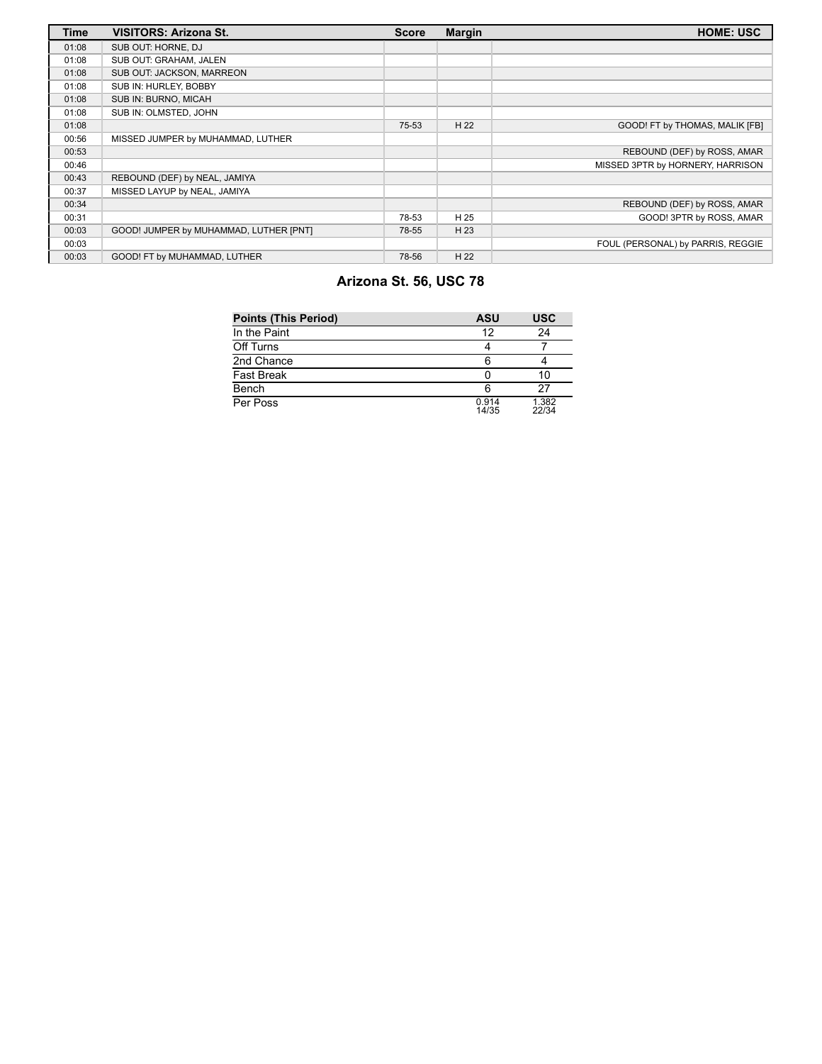| Time | VISITORS: Arizona St. | Score | Margin | HOME: USC |
|---|---|---|---|---|
| 01:08 | SUB OUT: HORNE, DJ | | | |
| 01:08 | SUB OUT: GRAHAM, JALEN | | | |
| 01:08 | SUB OUT: JACKSON, MARREON | | | |
| 01:08 | SUB IN: HURLEY, BOBBY | | | |
| 01:08 | SUB IN: BURNO, MICAH | | | |
| 01:08 | SUB IN: OLMSTED, JOHN | | | |
| 01:08 | | 75-53 | H 22 | GOOD! FT by THOMAS, MALIK [FB] |
| 00:56 | MISSED JUMPER by MUHAMMAD, LUTHER | | | |
| 00:53 | | | | REBOUND (DEF) by ROSS, AMAR |
| 00:46 | | | | MISSED 3PTR by HORNERY, HARRISON |
| 00:43 | REBOUND (DEF) by NEAL, JAMIYA | | | |
| 00:37 | MISSED LAYUP by NEAL, JAMIYA | | | |
| 00:34 | | | | REBOUND (DEF) by ROSS, AMAR |
| 00:31 | | 78-53 | H 25 | GOOD! 3PTR by ROSS, AMAR |
| 00:03 | GOOD! JUMPER by MUHAMMAD, LUTHER [PNT] | 78-55 | H 23 | |
| 00:03 | | | | FOUL (PERSONAL) by PARRIS, REGGIE |
| 00:03 | GOOD! FT by MUHAMMAD, LUTHER | 78-56 | H 22 | |

## Arizona St. 56, USC 78

| Points (This Period) | ASU | USC |
|---|---|---|
| In the Paint | 12 | 24 |
| Off Turns | 4 | 7 |
| 2nd Chance | 6 | 4 |
| Fast Break | 0 | 10 |
| Bench | 6 | 27 |
| Per Poss | 0.914 14/35 | 1.382 22/34 |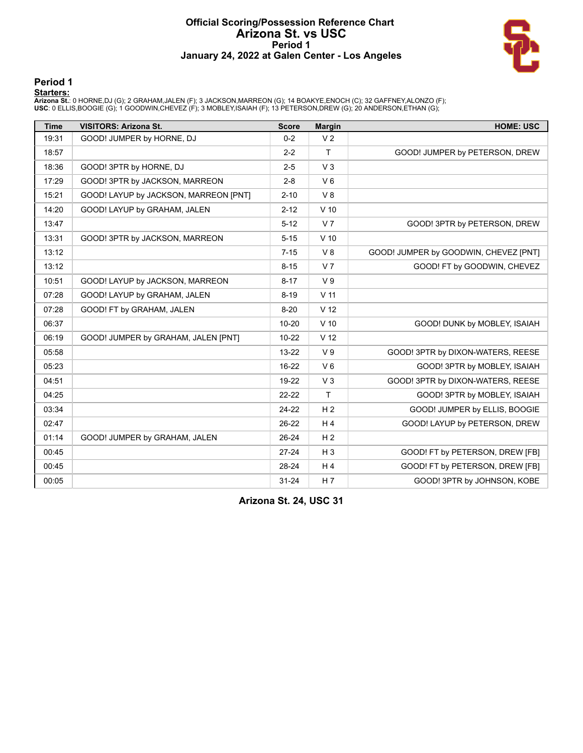# Official Scoring/Possession Reference Chart
## Arizona St. vs USC
### Period 1
### January 24, 2022 at Galen Center - Los Angeles

## Period 1

**Starters:**

**Arizona St.**: 0 HORNE,DJ (G); 2 GRAHAM,JALEN (F); 3 JACKSON,MARREON (G); 14 BOAKYE,ENOCH (C); 32 GAFFNEY,ALONZO (F);
**USC**: 0 ELLIS,BOOGIE (G); 1 GOODWIN,CHEVEZ (F); 3 MOBLEY,ISAIAH (F); 13 PETERSON,DREW (G); 20 ANDERSON,ETHAN (G);

| Time | VISITORS: Arizona St. | Score | Margin | HOME: USC |
|---|---|---|---|---|
| 19:31 | GOOD! JUMPER by HORNE, DJ | 0-2 | V 2 | |
| 18:57 | | 2-2 | T | GOOD! JUMPER by PETERSON, DREW |
| 18:36 | GOOD! 3PTR by HORNE, DJ | 2-5 | V 3 | |
| 17:29 | GOOD! 3PTR by JACKSON, MARREON | 2-8 | V 6 | |
| 15:21 | GOOD! LAYUP by JACKSON, MARREON [PNT] | 2-10 | V 8 | |
| 14:20 | GOOD! LAYUP by GRAHAM, JALEN | 2-12 | V 10 | |
| 13:47 | | 5-12 | V 7 | GOOD! 3PTR by PETERSON, DREW |
| 13:31 | GOOD! 3PTR by JACKSON, MARREON | 5-15 | V 10 | |
| 13:12 | | 7-15 | V 8 | GOOD! JUMPER by GOODWIN, CHEVEZ [PNT] |
| 13:12 | | 8-15 | V 7 | GOOD! FT by GOODWIN, CHEVEZ |
| 10:51 | GOOD! LAYUP by JACKSON, MARREON | 8-17 | V 9 | |
| 07:28 | GOOD! LAYUP by GRAHAM, JALEN | 8-19 | V 11 | |
| 07:28 | GOOD! FT by GRAHAM, JALEN | 8-20 | V 12 | |
| 06:37 | | 10-20 | V 10 | GOOD! DUNK by MOBLEY, ISAIAH |
| 06:19 | GOOD! JUMPER by GRAHAM, JALEN [PNT] | 10-22 | V 12 | |
| 05:58 | | 13-22 | V 9 | GOOD! 3PTR by DIXON-WATERS, REESE |
| 05:23 | | 16-22 | V 6 | GOOD! 3PTR by MOBLEY, ISAIAH |
| 04:51 | | 19-22 | V 3 | GOOD! 3PTR by DIXON-WATERS, REESE |
| 04:25 | | 22-22 | T | GOOD! 3PTR by MOBLEY, ISAIAH |
| 03:34 | | 24-22 | H 2 | GOOD! JUMPER by ELLIS, BOOGIE |
| 02:47 | | 26-22 | H 4 | GOOD! LAYUP by PETERSON, DREW |
| 01:14 | GOOD! JUMPER by GRAHAM, JALEN | 26-24 | H 2 | |
| 00:45 | | 27-24 | H 3 | GOOD! FT by PETERSON, DREW [FB] |
| 00:45 | | 28-24 | H 4 | GOOD! FT by PETERSON, DREW [FB] |
| 00:05 | | 31-24 | H 7 | GOOD! 3PTR by JOHNSON, KOBE |

**Arizona St. 24, USC 31**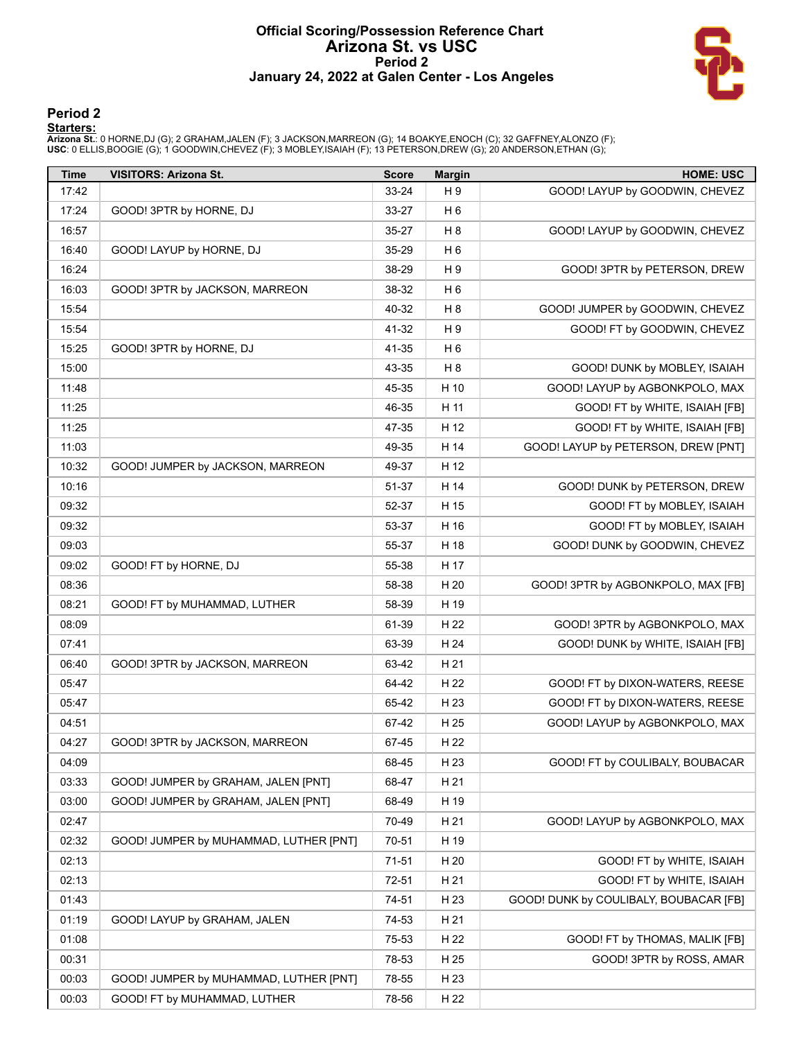# Official Scoring/Possession Reference Chart
## Arizona St. vs USC
### Period 2
### January 24, 2022 at Galen Center - Los Angeles

## Period 2

**Starters:**

**Arizona St.**: 0 HORNE,DJ (G); 2 GRAHAM,JALEN (F); 3 JACKSON,MARREON (G); 14 BOAKYE,ENOCH (C); 32 GAFFNEY,ALONZO (F);
**USC**: 0 ELLIS,BOOGIE (G); 1 GOODWIN,CHEVEZ (F); 3 MOBLEY,ISAIAH (F); 13 PETERSON,DREW (G); 20 ANDERSON,ETHAN (G);

| Time | VISITORS: Arizona St. | Score | Margin | HOME: USC |
|---|---|---|---|---|
| 17:42 | | 33-24 | H 9 | GOOD! LAYUP by GOODWIN, CHEVEZ |
| 17:24 | GOOD! 3PTR by HORNE, DJ | 33-27 | H 6 | |
| 16:57 | | 35-27 | H 8 | GOOD! LAYUP by GOODWIN, CHEVEZ |
| 16:40 | GOOD! LAYUP by HORNE, DJ | 35-29 | H 6 | |
| 16:24 | | 38-29 | H 9 | GOOD! 3PTR by PETERSON, DREW |
| 16:03 | GOOD! 3PTR by JACKSON, MARREON | 38-32 | H 6 | |
| 15:54 | | 40-32 | H 8 | GOOD! JUMPER by GOODWIN, CHEVEZ |
| 15:54 | | 41-32 | H 9 | GOOD! FT by GOODWIN, CHEVEZ |
| 15:25 | GOOD! 3PTR by HORNE, DJ | 41-35 | H 6 | |
| 15:00 | | 43-35 | H 8 | GOOD! DUNK by MOBLEY, ISAIAH |
| 11:48 | | 45-35 | H 10 | GOOD! LAYUP by AGBONKPOLO, MAX |
| 11:25 | | 46-35 | H 11 | GOOD! FT by WHITE, ISAIAH [FB] |
| 11:25 | | 47-35 | H 12 | GOOD! FT by WHITE, ISAIAH [FB] |
| 11:03 | | 49-35 | H 14 | GOOD! LAYUP by PETERSON, DREW [PNT] |
| 10:32 | GOOD! JUMPER by JACKSON, MARREON | 49-37 | H 12 | |
| 10:16 | | 51-37 | H 14 | GOOD! DUNK by PETERSON, DREW |
| 09:32 | | 52-37 | H 15 | GOOD! FT by MOBLEY, ISAIAH |
| 09:32 | | 53-37 | H 16 | GOOD! FT by MOBLEY, ISAIAH |
| 09:03 | | 55-37 | H 18 | GOOD! DUNK by GOODWIN, CHEVEZ |
| 09:02 | GOOD! FT by HORNE, DJ | 55-38 | H 17 | |
| 08:36 | | 58-38 | H 20 | GOOD! 3PTR by AGBONKPOLO, MAX [FB] |
| 08:21 | GOOD! FT by MUHAMMAD, LUTHER | 58-39 | H 19 | |
| 08:09 | | 61-39 | H 22 | GOOD! 3PTR by AGBONKPOLO, MAX |
| 07:41 | | 63-39 | H 24 | GOOD! DUNK by WHITE, ISAIAH [FB] |
| 06:40 | GOOD! 3PTR by JACKSON, MARREON | 63-42 | H 21 | |
| 05:47 | | 64-42 | H 22 | GOOD! FT by DIXON-WATERS, REESE |
| 05:47 | | 65-42 | H 23 | GOOD! FT by DIXON-WATERS, REESE |
| 04:51 | | 67-42 | H 25 | GOOD! LAYUP by AGBONKPOLO, MAX |
| 04:27 | GOOD! 3PTR by JACKSON, MARREON | 67-45 | H 22 | |
| 04:09 | | 68-45 | H 23 | GOOD! FT by COULIBALY, BOUBACAR |
| 03:33 | GOOD! JUMPER by GRAHAM, JALEN [PNT] | 68-47 | H 21 | |
| 03:00 | GOOD! JUMPER by GRAHAM, JALEN [PNT] | 68-49 | H 19 | |
| 02:47 | | 70-49 | H 21 | GOOD! LAYUP by AGBONKPOLO, MAX |
| 02:32 | GOOD! JUMPER by MUHAMMAD, LUTHER [PNT] | 70-51 | H 19 | |
| 02:13 | | 71-51 | H 20 | GOOD! FT by WHITE, ISAIAH |
| 02:13 | | 72-51 | H 21 | GOOD! FT by WHITE, ISAIAH |
| 01:43 | | 74-51 | H 23 | GOOD! DUNK by COULIBALY, BOUBACAR [FB] |
| 01:19 | GOOD! LAYUP by GRAHAM, JALEN | 74-53 | H 21 | |
| 01:08 | | 75-53 | H 22 | GOOD! FT by THOMAS, MALIK [FB] |
| 00:31 | | 78-53 | H 25 | GOOD! 3PTR by ROSS, AMAR |
| 00:03 | GOOD! JUMPER by MUHAMMAD, LUTHER [PNT] | 78-55 | H 23 | |
| 00:03 | GOOD! FT by MUHAMMAD, LUTHER | 78-56 | H 22 | |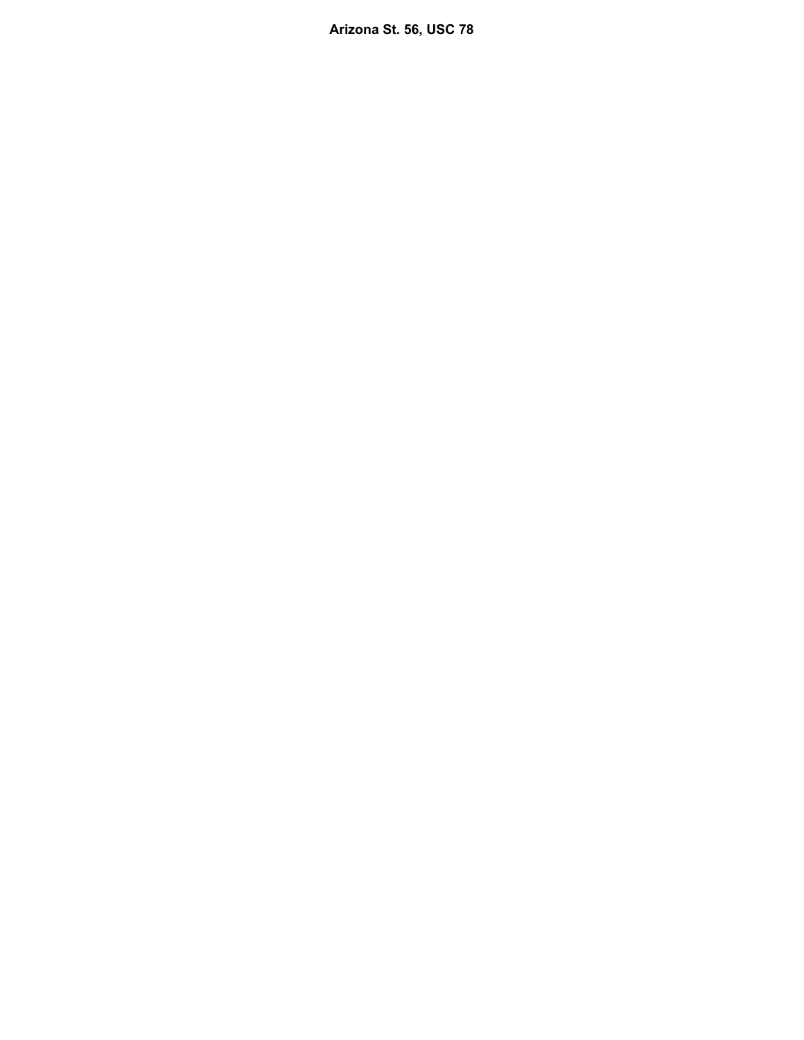**Arizona St. 56, USC 78**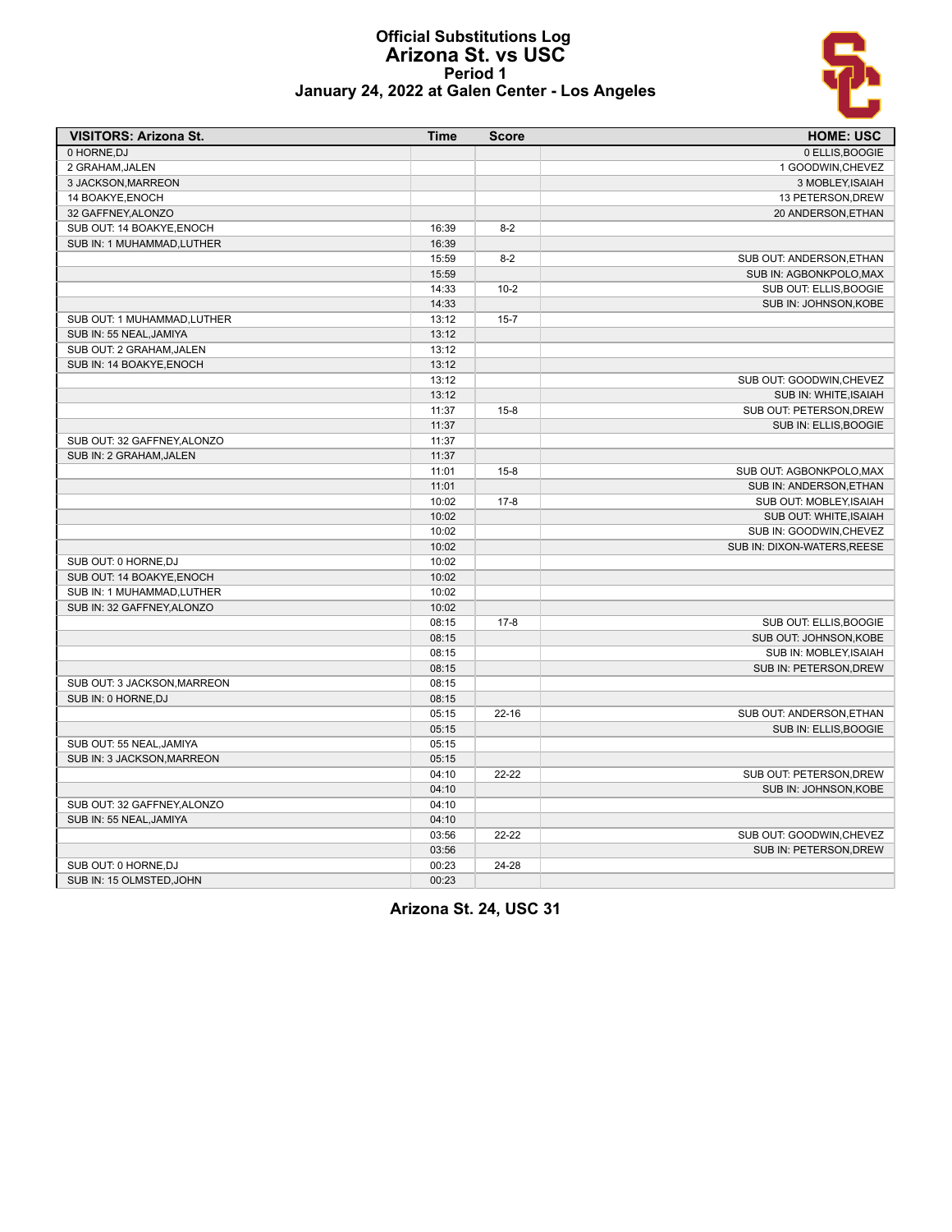# Official Substitutions Log
## Arizona St. vs USC
### Period 1
### January 24, 2022 at Galen Center - Los Angeles

| VISITORS: Arizona St. | Time | Score | HOME: USC |
|---|---|---|---|
| 0 HORNE,DJ | | | 0 ELLIS,BOOGIE |
| 2 GRAHAM,JALEN | | | 1 GOODWIN,CHEVEZ |
| 3 JACKSON,MARREON | | | 3 MOBLEY,ISAIAH |
| 14 BOAKYE,ENOCH | | | 13 PETERSON,DREW |
| 32 GAFFNEY,ALONZO | | | 20 ANDERSON,ETHAN |
| SUB OUT: 14 BOAKYE,ENOCH | 16:39 | 8-2 | |
| SUB IN: 1 MUHAMMAD,LUTHER | 16:39 | | |
| | 15:59 | 8-2 | SUB OUT: ANDERSON,ETHAN |
| | 15:59 | | SUB IN: AGBONKPOLO,MAX |
| | 14:33 | 10-2 | SUB OUT: ELLIS,BOOGIE |
| | 14:33 | | SUB IN: JOHNSON,KOBE |
| SUB OUT: 1 MUHAMMAD,LUTHER | 13:12 | 15-7 | |
| SUB IN: 55 NEAL,JAMIYA | 13:12 | | |
| SUB OUT: 2 GRAHAM,JALEN | 13:12 | | |
| SUB IN: 14 BOAKYE,ENOCH | 13:12 | | |
| | 13:12 | | SUB OUT: GOODWIN,CHEVEZ |
| | 13:12 | | SUB IN: WHITE,ISAIAH |
| | 11:37 | 15-8 | SUB OUT: PETERSON,DREW |
| | 11:37 | | SUB IN: ELLIS,BOOGIE |
| SUB OUT: 32 GAFFNEY,ALONZO | 11:37 | | |
| SUB IN: 2 GRAHAM,JALEN | 11:37 | | |
| | 11:01 | 15-8 | SUB OUT: AGBONKPOLO,MAX |
| | 11:01 | | SUB IN: ANDERSON,ETHAN |
| | 10:02 | 17-8 | SUB OUT: MOBLEY,ISAIAH |
| | 10:02 | | SUB OUT: WHITE,ISAIAH |
| | 10:02 | | SUB IN: GOODWIN,CHEVEZ |
| | 10:02 | | SUB IN: DIXON-WATERS,REESE |
| SUB OUT: 0 HORNE,DJ | 10:02 | | |
| SUB OUT: 14 BOAKYE,ENOCH | 10:02 | | |
| SUB IN: 1 MUHAMMAD,LUTHER | 10:02 | | |
| SUB IN: 32 GAFFNEY,ALONZO | 10:02 | | |
| | 08:15 | 17-8 | SUB OUT: ELLIS,BOOGIE |
| | 08:15 | | SUB OUT: JOHNSON,KOBE |
| | 08:15 | | SUB IN: MOBLEY,ISAIAH |
| | 08:15 | | SUB IN: PETERSON,DREW |
| SUB OUT: 3 JACKSON,MARREON | 08:15 | | |
| SUB IN: 0 HORNE,DJ | 08:15 | | |
| | 05:15 | 22-16 | SUB OUT: ANDERSON,ETHAN |
| | 05:15 | | SUB IN: ELLIS,BOOGIE |
| SUB OUT: 55 NEAL,JAMIYA | 05:15 | | |
| SUB IN: 3 JACKSON,MARREON | 05:15 | | |
| | 04:10 | 22-22 | SUB OUT: PETERSON,DREW |
| | 04:10 | | SUB IN: JOHNSON,KOBE |
| SUB OUT: 32 GAFFNEY,ALONZO | 04:10 | | |
| SUB IN: 55 NEAL,JAMIYA | 04:10 | | |
| | 03:56 | 22-22 | SUB OUT: GOODWIN,CHEVEZ |
| | 03:56 | | SUB IN: PETERSON,DREW |
| SUB OUT: 0 HORNE,DJ | 00:23 | 24-28 | |
| SUB IN: 15 OLMSTED,JOHN | 00:23 | | |

**Arizona St. 24, USC 31**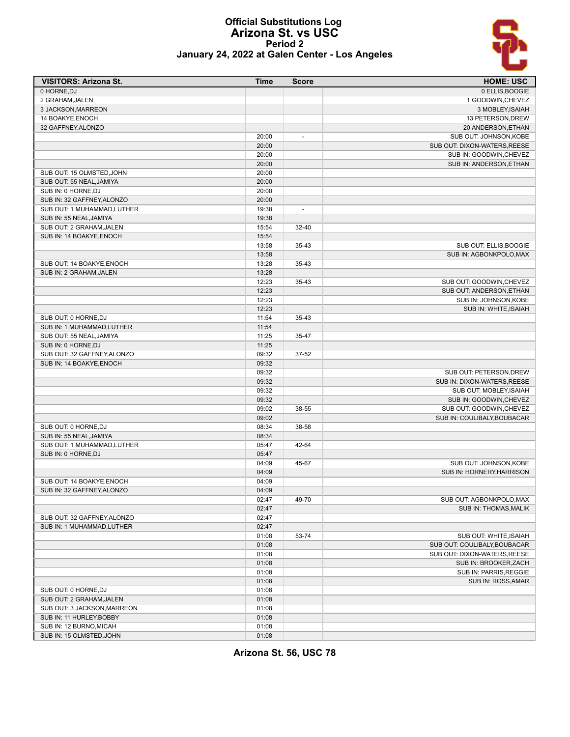# Official Substitutions Log
## Arizona St. vs USC
### Period 2
### January 24, 2022 at Galen Center - Los Angeles

| VISITORS: Arizona St. | Time | Score | HOME: USC |
|---|---|---|---|
| 0 HORNE,DJ | | | 0 ELLIS,BOOGIE |
| 2 GRAHAM,JALEN | | | 1 GOODWIN,CHEVEZ |
| 3 JACKSON,MARREON | | | 3 MOBLEY,ISAIAH |
| 14 BOAKYE,ENOCH | | | 13 PETERSON,DREW |
| 32 GAFFNEY,ALONZO | | | 20 ANDERSON,ETHAN |
| | 20:00 | - | SUB OUT: JOHNSON,KOBE |
| | 20:00 | | SUB OUT: DIXON-WATERS,REESE |
| | 20:00 | | SUB IN: GOODWIN,CHEVEZ |
| | 20:00 | | SUB IN: ANDERSON,ETHAN |
| SUB OUT: 15 OLMSTED,JOHN | 20:00 | | |
| SUB OUT: 55 NEAL,JAMIYA | 20:00 | | |
| SUB IN: 0 HORNE,DJ | 20:00 | | |
| SUB IN: 32 GAFFNEY,ALONZO | 20:00 | | |
| SUB OUT: 1 MUHAMMAD,LUTHER | 19:38 | - | |
| SUB IN: 55 NEAL,JAMIYA | 19:38 | | |
| SUB OUT: 2 GRAHAM,JALEN | 15:54 | 32-40 | |
| SUB IN: 14 BOAKYE,ENOCH | 15:54 | | |
| | 13:58 | 35-43 | SUB OUT: ELLIS,BOOGIE |
| | 13:58 | | SUB IN: AGBONKPOLO,MAX |
| SUB OUT: 14 BOAKYE,ENOCH | 13:28 | 35-43 | |
| SUB IN: 2 GRAHAM,JALEN | 13:28 | | |
| | 12:23 | 35-43 | SUB OUT: GOODWIN,CHEVEZ |
| | 12:23 | | SUB OUT: ANDERSON,ETHAN |
| | 12:23 | | SUB IN: JOHNSON,KOBE |
| | 12:23 | | SUB IN: WHITE,ISAIAH |
| SUB OUT: 0 HORNE,DJ | 11:54 | 35-43 | |
| SUB IN: 1 MUHAMMAD,LUTHER | 11:54 | | |
| SUB OUT: 55 NEAL,JAMIYA | 11:25 | 35-47 | |
| SUB IN: 0 HORNE,DJ | 11:25 | | |
| SUB OUT: 32 GAFFNEY,ALONZO | 09:32 | 37-52 | |
| SUB IN: 14 BOAKYE,ENOCH | 09:32 | | |
| | 09:32 | | SUB OUT: PETERSON,DREW |
| | 09:32 | | SUB IN: DIXON-WATERS,REESE |
| | 09:32 | | SUB OUT: MOBLEY,ISAIAH |
| | 09:32 | | SUB IN: GOODWIN,CHEVEZ |
| | 09:02 | 38-55 | SUB OUT: GOODWIN,CHEVEZ |
| | 09:02 | | SUB IN: COULIBALY,BOUBACAR |
| SUB OUT: 0 HORNE,DJ | 08:34 | 38-58 | |
| SUB IN: 55 NEAL,JAMIYA | 08:34 | | |
| SUB OUT: 1 MUHAMMAD,LUTHER | 05:47 | 42-64 | |
| SUB IN: 0 HORNE,DJ | 05:47 | | |
| | 04:09 | 45-67 | SUB OUT: JOHNSON,KOBE |
| | 04:09 | | SUB IN: HORNERY,HARRISON |
| SUB OUT: 14 BOAKYE,ENOCH | 04:09 | | |
| SUB IN: 32 GAFFNEY,ALONZO | 04:09 | | |
| | 02:47 | 49-70 | SUB OUT: AGBONKPOLO,MAX |
| | 02:47 | | SUB IN: THOMAS,MALIK |
| SUB OUT: 32 GAFFNEY,ALONZO | 02:47 | | |
| SUB IN: 1 MUHAMMAD,LUTHER | 02:47 | | |
| | 01:08 | 53-74 | SUB OUT: WHITE,ISAIAH |
| | 01:08 | | SUB OUT: COULIBALY,BOUBACAR |
| | 01:08 | | SUB OUT: DIXON-WATERS,REESE |
| | 01:08 | | SUB IN: BROOKER,ZACH |
| | 01:08 | | SUB IN: PARRIS,REGGIE |
| | 01:08 | | SUB IN: ROSS,AMAR |
| SUB OUT: 0 HORNE,DJ | 01:08 | | |
| SUB OUT: 2 GRAHAM,JALEN | 01:08 | | |
| SUB OUT: 3 JACKSON,MARREON | 01:08 | | |
| SUB IN: 11 HURLEY,BOBBY | 01:08 | | |
| SUB IN: 12 BURNO,MICAH | 01:08 | | |
| SUB IN: 15 OLMSTED,JOHN | 01:08 | | |

**Arizona St. 56, USC 78**